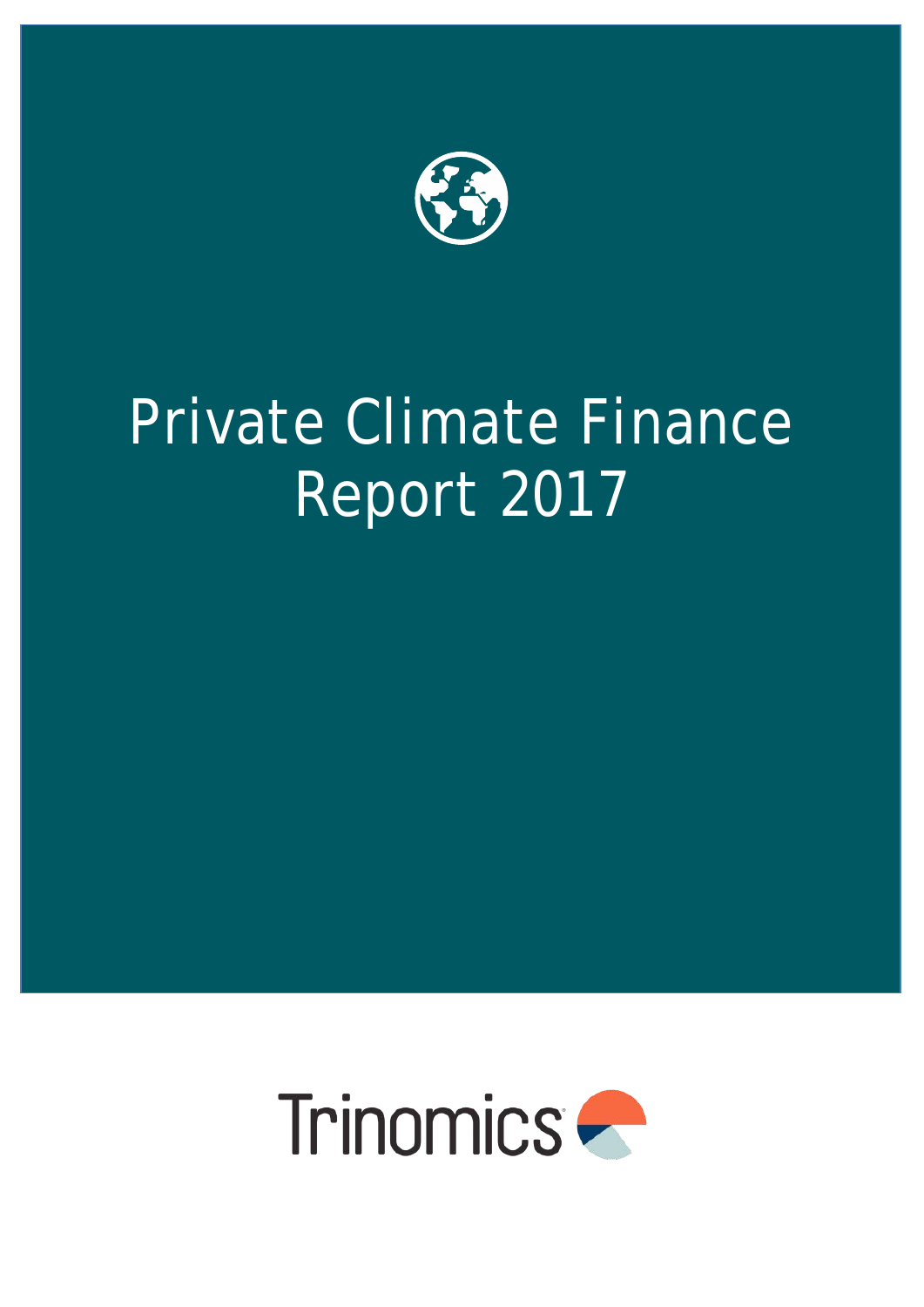# Private Climate Finance Report 2017

Trinomics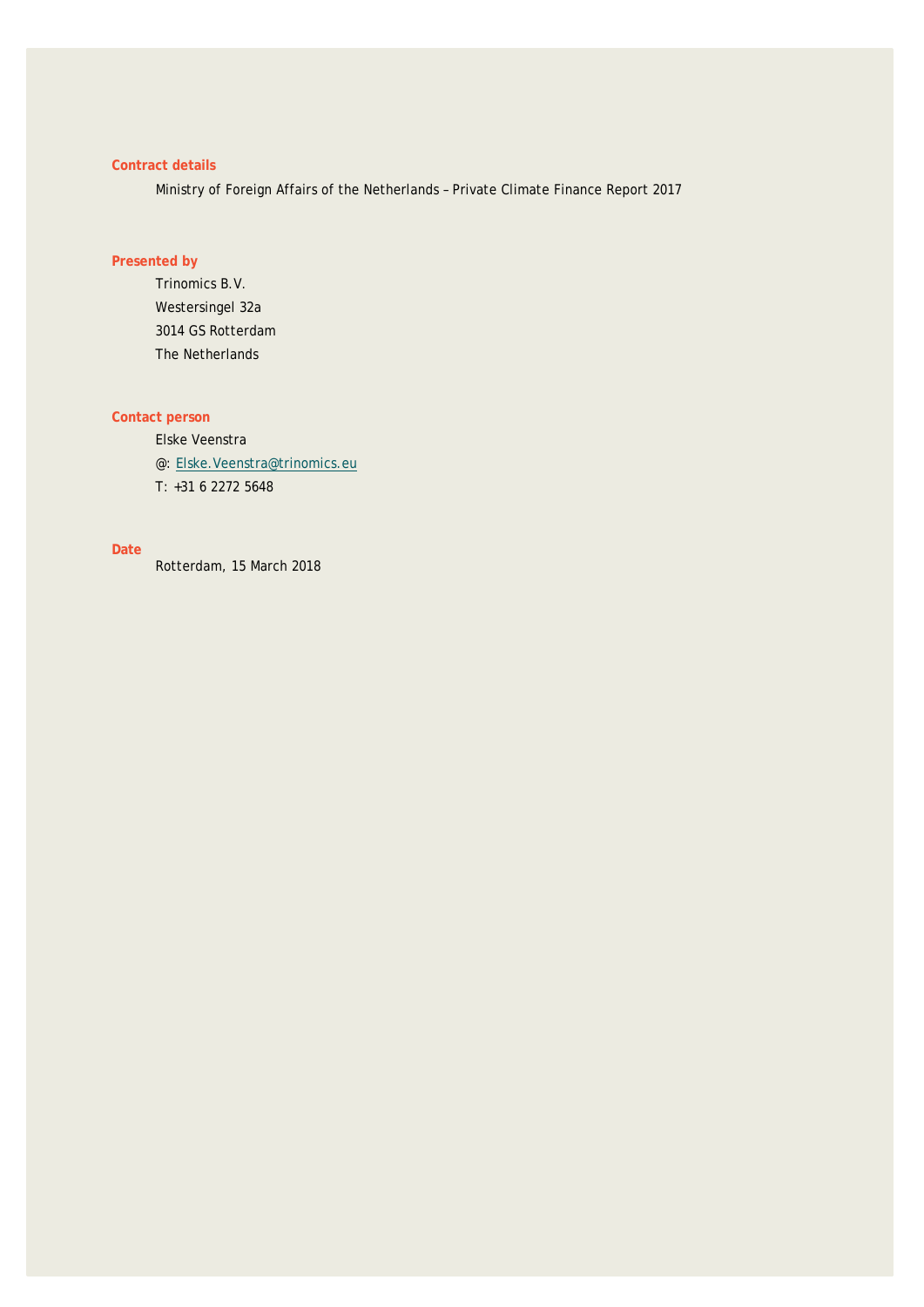**Contract details**

Ministry of Foreign Affairs of the Netherlands – Private Climate Finance Report 2017

**Presented by**

Trinomics B.V.
Westersingel 32a
3014 GS Rotterdam
The Netherlands

**Contact person**

Elske Veenstra
@: Elske.Veenstra@trinomics.eu
T: +31 6 2272 5648

**Date**

Rotterdam, 15 March 2018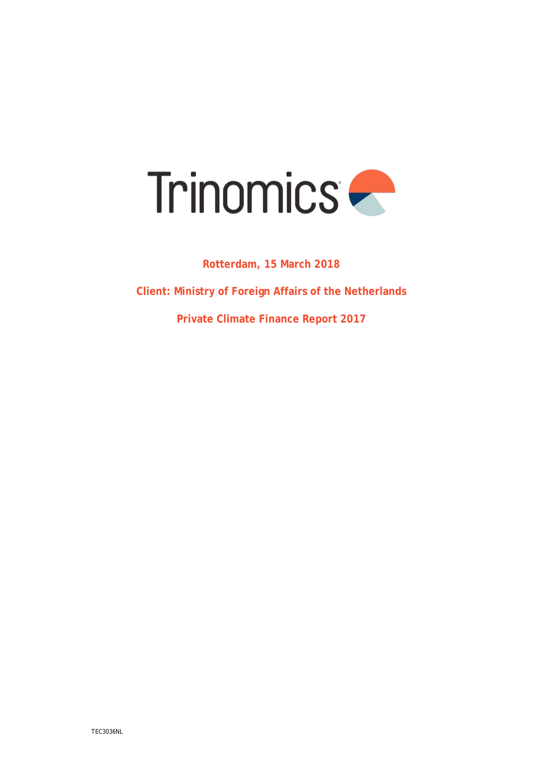Trinomics

**Rotterdam, 15 March 2018**

**Client: Ministry of Foreign Affairs of the Netherlands**

**Private Climate Finance Report 2017**

TEC3036NL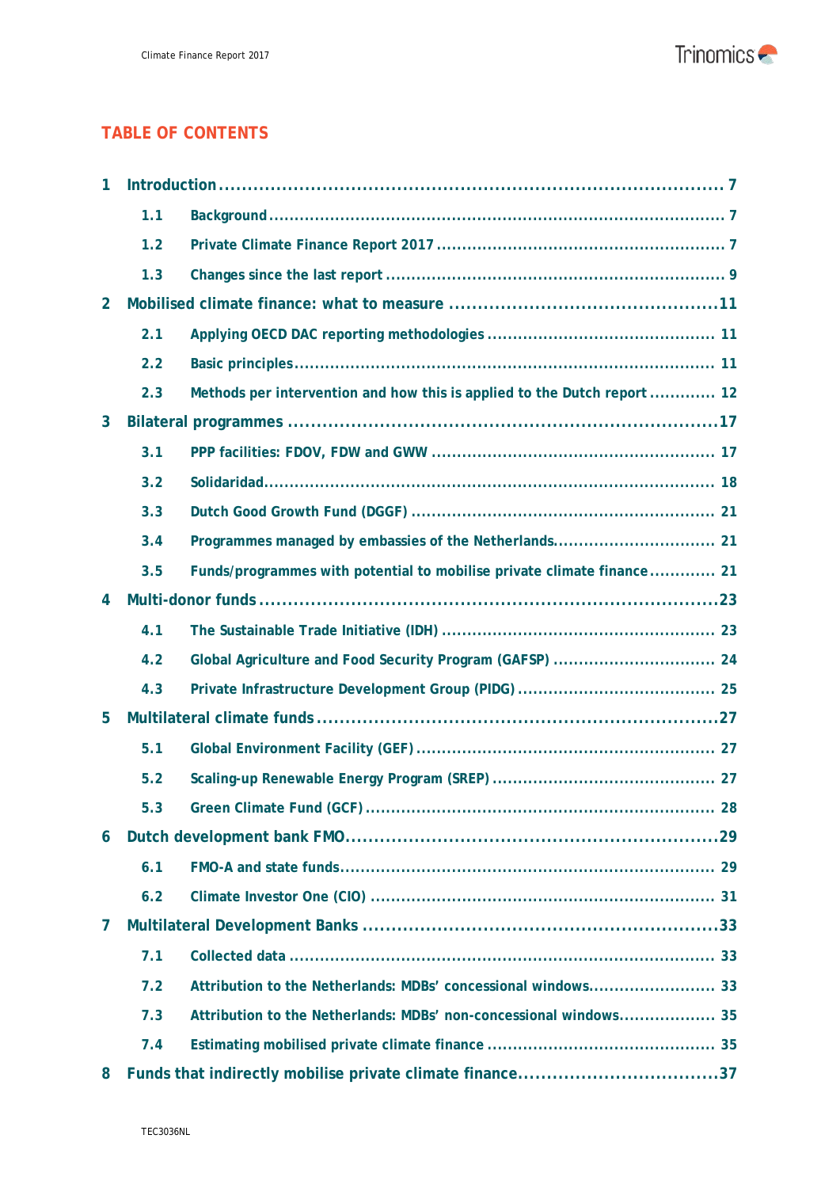## TABLE OF CONTENTS

1 Introduction ........................................................................................ 7
  1.1 Background ........................................................................................ 7
  1.2 Private Climate Finance Report 2017 ........................................................ 7
  1.3 Changes since the last report ................................................................. 9
2 Mobilised climate finance: what to measure ............................................11
  2.1 Applying OECD DAC reporting methodologies ............................................ 11
  2.2 Basic principles ................................................................................... 11
  2.3 Methods per intervention and how this is applied to the Dutch report ............. 12
3 Bilateral programmes ...........................................................................17
  3.1 PPP facilities: FDOV, FDW and GWW ....................................................... 17
  3.2 Solidaridad ......................................................................................... 18
  3.3 Dutch Good Growth Fund (DGGF) ............................................................ 21
  3.4 Programmes managed by embassies of the Netherlands ................................ 21
  3.5 Funds/programmes with potential to mobilise private climate finance ............. 21
4 Multi-donor funds .................................................................................23
  4.1 The Sustainable Trade Initiative (IDH) ..................................................... 23
  4.2 Global Agriculture and Food Security Program (GAFSP) ................................ 24
  4.3 Private Infrastructure Development Group (PIDG) ....................................... 25
5 Multilateral climate funds .....................................................................27
  5.1 Global Environment Facility (GEF) .......................................................... 27
  5.2 Scaling-up Renewable Energy Program (SREP) ............................................ 27
  5.3 Green Climate Fund (GCF) .................................................................... 28
6 Dutch development bank FMO ..................................................................29
  6.1 FMO-A and state funds .......................................................................... 29
  6.2 Climate Investor One (CIO) .................................................................... 31
7 Multilateral Development Banks ..............................................................33
  7.1 Collected data ..................................................................................... 33
  7.2 Attribution to the Netherlands: MDBs' concessional windows ......................... 33
  7.3 Attribution to the Netherlands: MDBs' non-concessional windows ................... 35
  7.4 Estimating mobilised private climate finance ............................................. 35
8 Funds that indirectly mobilise private climate finance ...................................37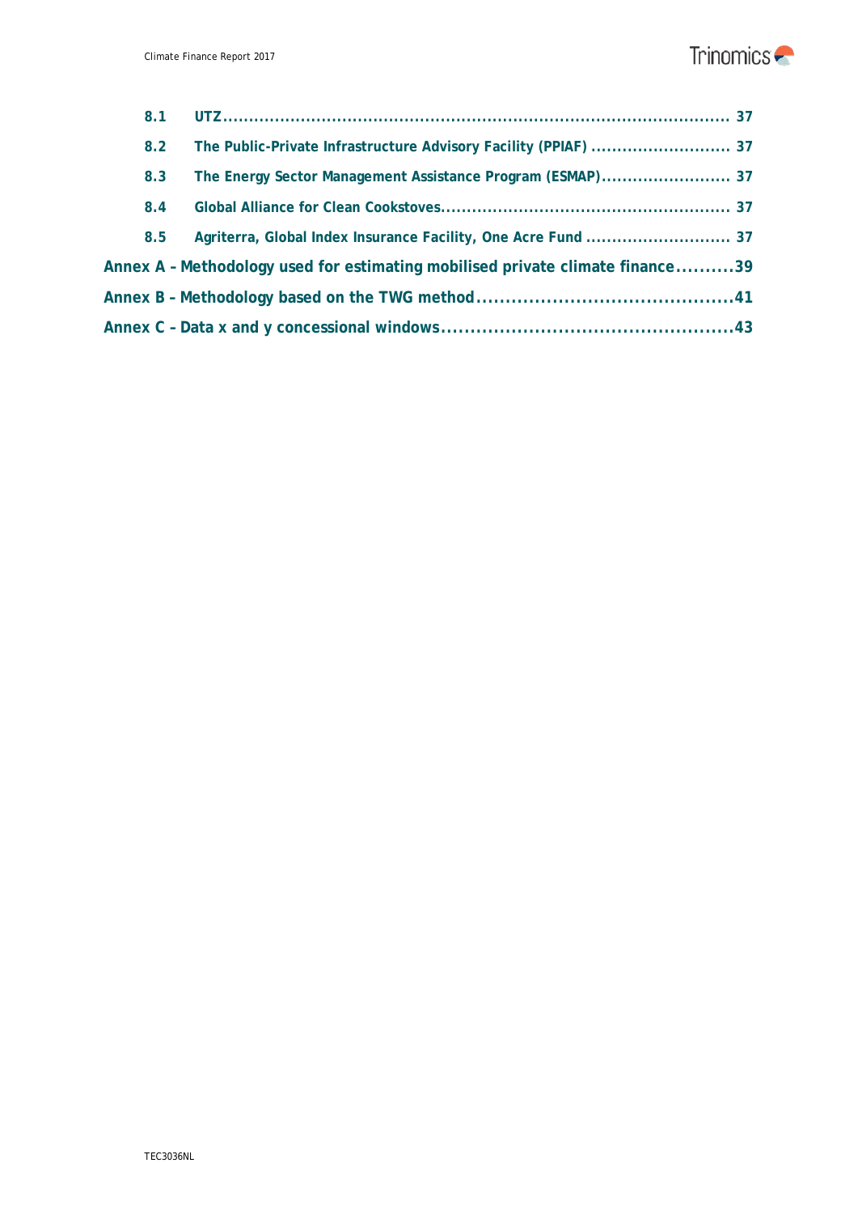8.1 UTZ ........................................................................................................ 37

8.2 The Public-Private Infrastructure Advisory Facility (PPIAF) ........................... 37

8.3 The Energy Sector Management Assistance Program (ESMAP)......................... 37

8.4 Global Alliance for Clean Cookstoves........................................................ 37

8.5 Agriterra, Global Index Insurance Facility, One Acre Fund ............................ 37

Annex A – Methodology used for estimating mobilised private climate finance..........39

Annex B – Methodology based on the TWG method............................................41

Annex C – Data x and y concessional windows..................................................43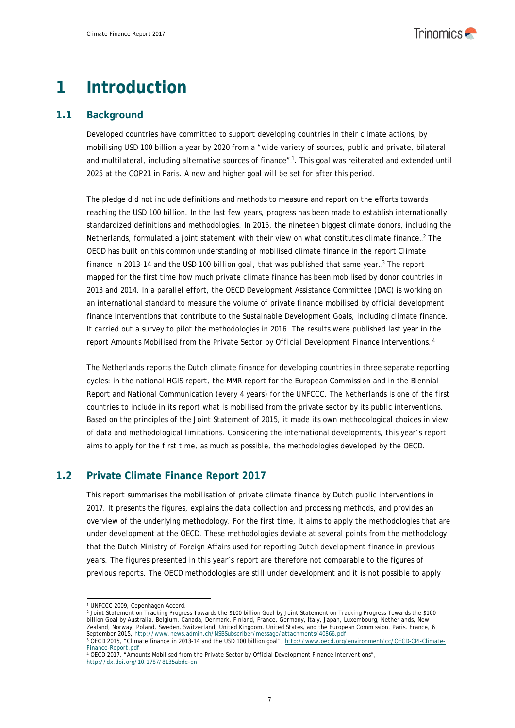# 1 Introduction

## 1.1 Background

Developed countries have committed to support developing countries in their climate actions, by mobilising USD 100 billion a year by 2020 from a "wide variety of sources, public and private, bilateral and multilateral, including alternative sources of finance"[1]. This goal was reiterated and extended until 2025 at the COP21 in Paris. A new and higher goal will be set for after this period.

The pledge did not include definitions and methods to measure and report on the efforts towards reaching the USD 100 billion. In the last few years, progress has been made to establish internationally standardized definitions and methodologies. In 2015, the nineteen biggest climate donors, including the Netherlands, formulated a joint statement with their view on what constitutes climate finance.[2] The OECD has built on this common understanding of mobilised climate finance in the report *Climate finance in 2013-14 and the USD 100 billion goal*, that was published that same year.[3] The report mapped for the first time how much private climate finance has been mobilised by donor countries in 2013 and 2014. In a parallel effort, the OECD Development Assistance Committee (DAC) is working on an international standard to measure the volume of private finance mobilised by official development finance interventions that contribute to the Sustainable Development Goals, including climate finance. It carried out a survey to pilot the methodologies in 2016. The results were published last year in the report *Amounts Mobilised from the Private Sector by Official Development Finance Interventions*.[4]

The Netherlands reports the Dutch climate finance for developing countries in three separate reporting cycles: in the national HGIS report, the MMR report for the European Commission and in the Biennial Report and National Communication (every 4 years) for the UNFCCC. The Netherlands is one of the first countries to include in its report what is mobilised from the private sector by its public interventions. Based on the principles of the Joint Statement of 2015, it made its own methodological choices in view of data and methodological limitations. Considering the international developments, this year's report aims to apply for the first time, as much as possible, the methodologies developed by the OECD.

## 1.2 Private Climate Finance Report 2017

This report summarises the mobilisation of private climate finance by Dutch public interventions in 2017. It presents the figures, explains the data collection and processing methods, and provides an overview of the underlying methodology. For the first time, it aims to apply the methodologies that are under development at the OECD. These methodologies deviate at several points from the methodology that the Dutch Ministry of Foreign Affairs used for reporting Dutch development finance in previous years. The figures presented in this year's report are therefore not comparable to the figures of previous reports. The OECD methodologies are still under development and it is not possible to apply

---

[1] UNFCCC 2009, Copenhagen Accord.

[2] Joint Statement on Tracking Progress Towards the $100 billion Goal by Joint Statement on Tracking Progress Towards the $100 billion Goal by Australia, Belgium, Canada, Denmark, Finland, France, Germany, Italy, Japan, Luxembourg, Netherlands, New Zealand, Norway, Poland, Sweden, Switzerland, United Kingdom, United States, and the European Commission. Paris, France, 6 September 2015, http://www.news.admin.ch/NSBSubscriber/message/attachments/40866.pdf

[3] OECD 2015, "Climate finance in 2013-14 and the USD 100 billion goal", http://www.oecd.org/environment/cc/OECD-CPI-Climate-Finance-Report.pdf

[4] OECD 2017, "Amounts Mobilised from the Private Sector by Official Development Finance Interventions", http://dx.doi.org/10.1787/8135abde-en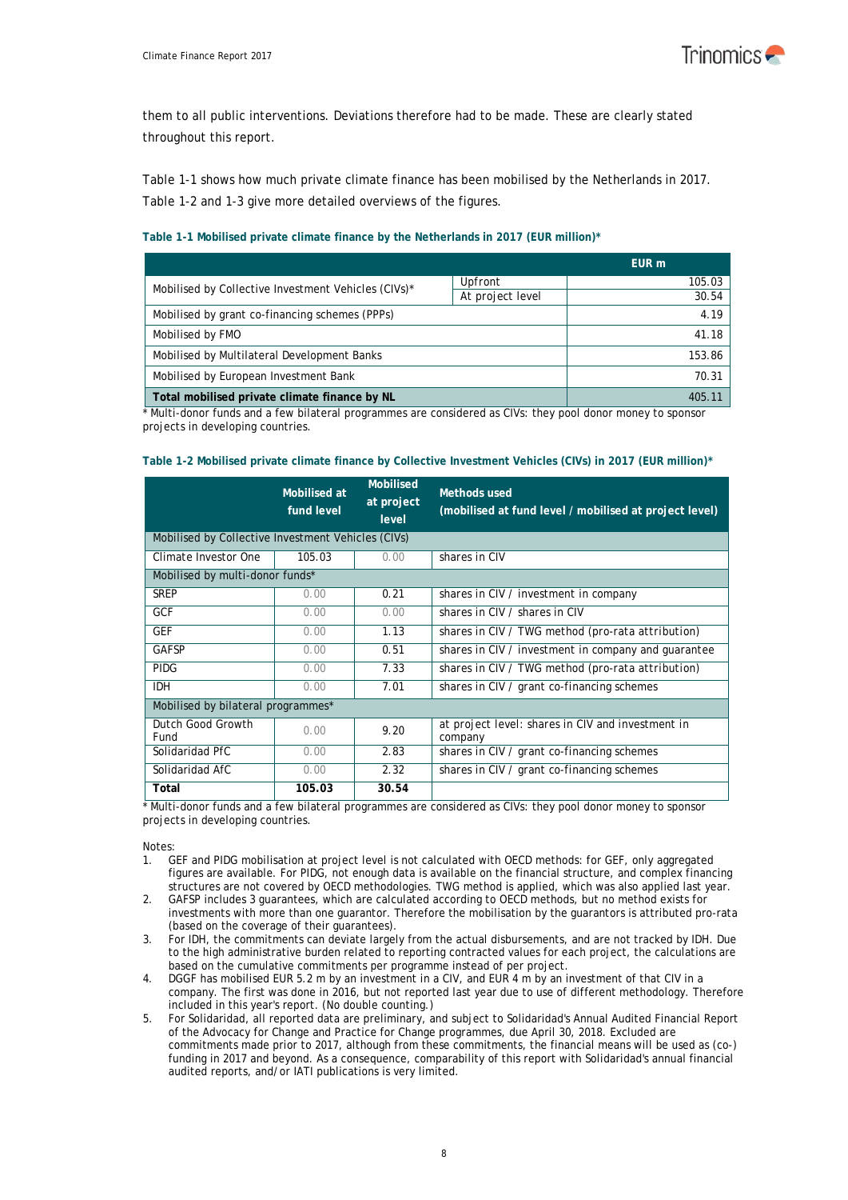them to all public interventions. Deviations therefore had to be made. These are clearly stated throughout this report.

Table 1-1 shows how much private climate finance has been mobilised by the Netherlands in 2017. Table 1-2 and 1-3 give more detailed overviews of the figures.

**Table 1-1 Mobilised private climate finance by the Netherlands in 2017 (EUR million)***

| | | EUR m |
|---|---|---|
| Mobilised by Collective Investment Vehicles (CIVs)* | Upfront | 105.03 |
| | At project level | 30.54 |
| Mobilised by grant co-financing schemes (PPPs) | | 4.19 |
| Mobilised by FMO | | 41.18 |
| Mobilised by Multilateral Development Banks | | 153.86 |
| Mobilised by European Investment Bank | | 70.31 |
| **Total mobilised private climate finance by NL** | | **405.11** |

\* Multi-donor funds and a few bilateral programmes are considered as CIVs: they pool donor money to sponsor projects in developing countries.

**Table 1-2 Mobilised private climate finance by Collective Investment Vehicles (CIVs) in 2017 (EUR million)***

| | Mobilised at fund level | Mobilised at project level | Methods used (mobilised at fund level / mobilised at project level) |
|---|---|---|---|
| Mobilised by Collective Investment Vehicles (CIVs) | | | |
| Climate Investor One | 105.03 | 0.00 | shares in CIV |
| Mobilised by multi-donor funds* | | | |
| SREP | 0.00 | 0.21 | shares in CIV / investment in company |
| GCF | 0.00 | 0.00 | shares in CIV / shares in CIV |
| GEF | 0.00 | 1.13 | shares in CIV / TWG method (pro-rata attribution) |
| GAFSP | 0.00 | 0.51 | shares in CIV / investment in company and guarantee |
| PIDG | 0.00 | 7.33 | shares in CIV / TWG method (pro-rata attribution) |
| IDH | 0.00 | 7.01 | shares in CIV / grant co-financing schemes |
| Mobilised by bilateral programmes* | | | |
| Dutch Good Growth Fund | 0.00 | 9.20 | at project level: shares in CIV and investment in company |
| Solidaridad PfC | 0.00 | 2.83 | shares in CIV / grant co-financing schemes |
| Solidaridad AfC | 0.00 | 2.32 | shares in CIV / grant co-financing schemes |
| **Total** | **105.03** | **30.54** | |

\* Multi-donor funds and a few bilateral programmes are considered as CIVs: they pool donor money to sponsor projects in developing countries.

Notes:

1. GEF and PIDG mobilisation at project level is not calculated with OECD methods: for GEF, only aggregated figures are available. For PIDG, not enough data is available on the financial structure, and complex financing structures are not covered by OECD methodologies. TWG method is applied, which was also applied last year.
2. GAFSP includes 3 guarantees, which are calculated according to OECD methods, but no method exists for investments with more than one guarantor. Therefore the mobilisation by the guarantors is attributed pro-rata (based on the coverage of their guarantees).
3. For IDH, the commitments can deviate largely from the actual disbursements, and are not tracked by IDH. Due to the high administrative burden related to reporting contracted values for each project, the calculations are based on the cumulative commitments per programme instead of per project.
4. DGGF has mobilised EUR 5.2 m by an investment in a CIV, and EUR 4 m by an investment of that CIV in a company. The first was done in 2016, but not reported last year due to use of different methodology. Therefore included in this year's report. (No double counting.)
5. For Solidaridad, all reported data are preliminary, and subject to Solidaridad's Annual Audited Financial Report of the Advocacy for Change and Practice for Change programmes, due April 30, 2018. Excluded are commitments made prior to 2017, although from these commitments, the financial means will be used as (co-) funding in 2017 and beyond. As a consequence, comparability of this report with Solidaridad's annual financial audited reports, and/or IATI publications is very limited.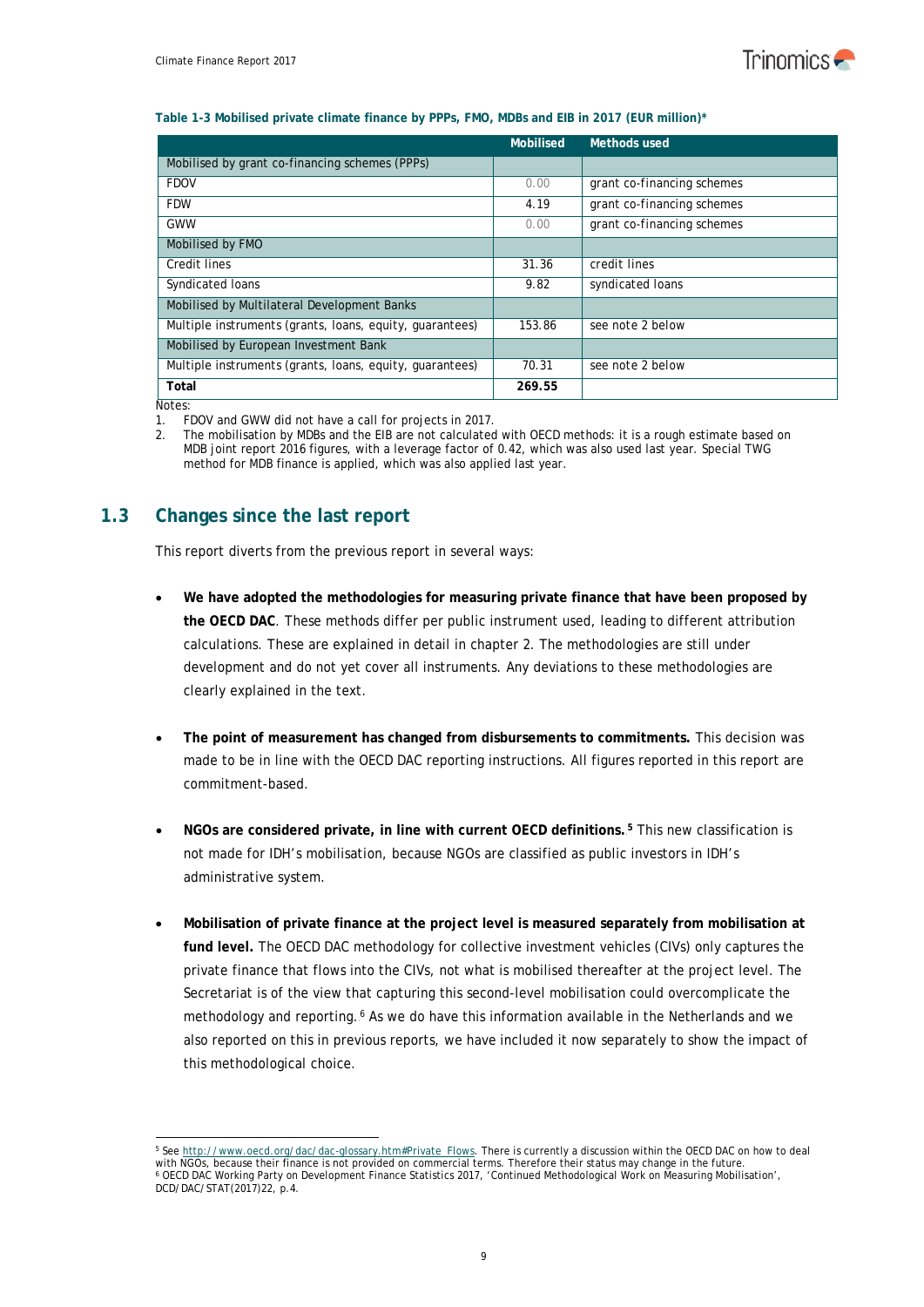**Table 1-3 Mobilised private climate finance by PPPs, FMO, MDBs and EIB in 2017 (EUR million)***

| | Mobilised | Methods used |
|---|---|---|
| Mobilised by grant co-financing schemes (PPPs) | | |
| FDOV | 0.00 | grant co-financing schemes |
| FDW | 4.19 | grant co-financing schemes |
| GWW | 0.00 | grant co-financing schemes |
| Mobilised by FMO | | |
| Credit lines | 31.36 | credit lines |
| Syndicated loans | 9.82 | syndicated loans |
| Mobilised by Multilateral Development Banks | | |
| Multiple instruments (grants, loans, equity, guarantees) | 153.86 | see note 2 below |
| Mobilised by European Investment Bank | | |
| Multiple instruments (grants, loans, equity, guarantees) | 70.31 | see note 2 below |
| **Total** | **269.55** | |

Notes:

1. FDOV and GWW did not have a call for projects in 2017.
2. The mobilisation by MDBs and the EIB are not calculated with OECD methods: it is a rough estimate based on MDB joint report 2016 figures, with a leverage factor of 0.42, which was also used last year. Special TWG method for MDB finance is applied, which was also applied last year.

## 1.3 Changes since the last report

This report diverts from the previous report in several ways:

- **We have adopted the methodologies for measuring private finance that have been proposed by the OECD DAC**. These methods differ per public instrument used, leading to different attribution calculations. These are explained in detail in chapter 2. The methodologies are still under development and do not yet cover all instruments. Any deviations to these methodologies are clearly explained in the text.

- **The point of measurement has changed from disbursements to commitments.** This decision was made to be in line with the OECD DAC reporting instructions. All figures reported in this report are commitment-based.

- **NGOs are considered private, in line with current OECD definitions.**[5] This new classification is not made for IDH's mobilisation, because NGOs are classified as public investors in IDH's administrative system.

- **Mobilisation of private finance at the project level is measured separately from mobilisation at fund level.** The OECD DAC methodology for collective investment vehicles (CIVs) only captures the private finance that flows into the CIVs, not what is mobilised thereafter at the project level. The Secretariat is of the view that capturing this second-level mobilisation could overcomplicate the methodology and reporting.[6] As we do have this information available in the Netherlands and we also reported on this in previous reports, we have included it now separately to show the impact of this methodological choice.

---

[5] See http://www.oecd.org/dac/dac-glossary.htm#Private_Flows. There is currently a discussion within the OECD DAC on how to deal with NGOs, because their finance is not provided on commercial terms. Therefore their status may change in the future.

[6] OECD DAC Working Party on Development Finance Statistics 2017, 'Continued Methodological Work on Measuring Mobilisation', DCD/DAC/STAT(2017)22, p.4.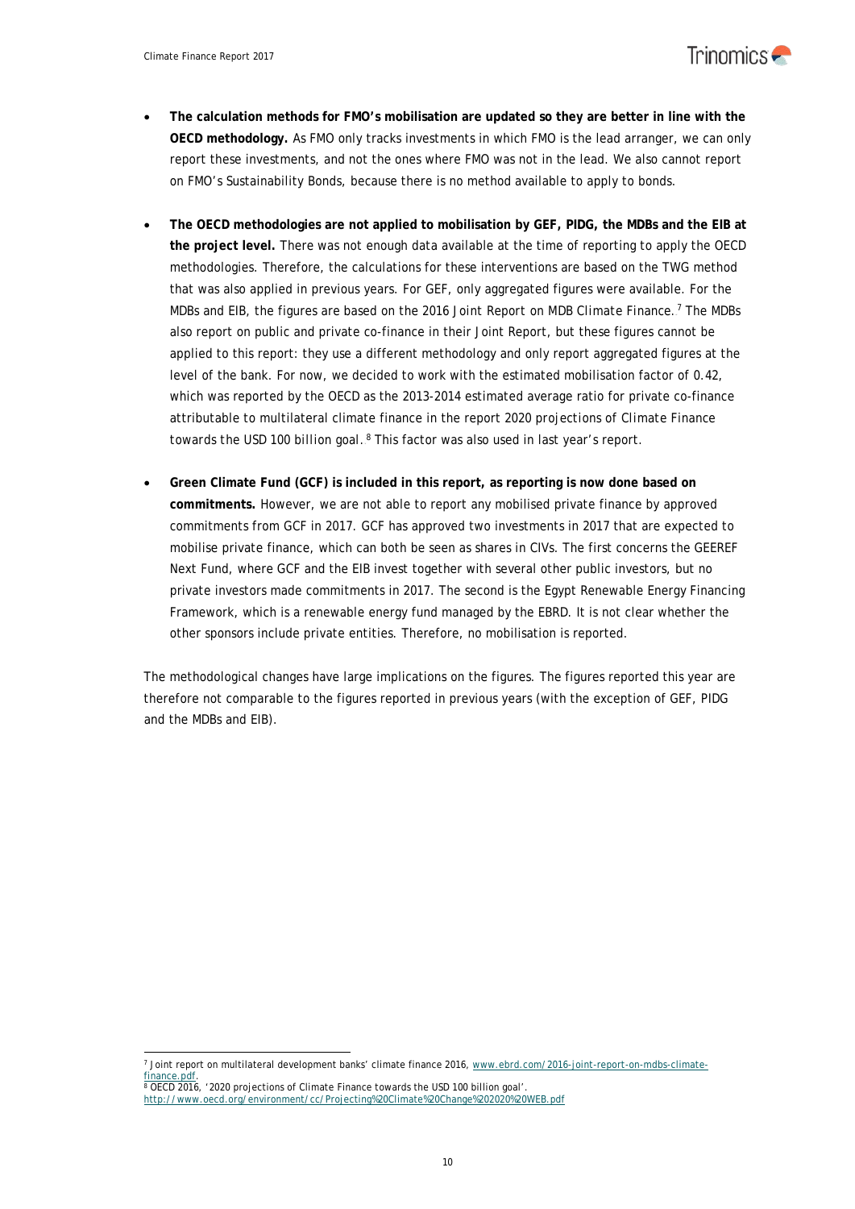- **The calculation methods for FMO's mobilisation are updated so they are better in line with the OECD methodology.** As FMO only tracks investments in which FMO is the lead arranger, we can only report these investments, and not the ones where FMO was not in the lead. We also cannot report on FMO's Sustainability Bonds, because there is no method available to apply to bonds.

- **The OECD methodologies are not applied to mobilisation by GEF, PIDG, the MDBs and the EIB at the project level.** There was not enough data available at the time of reporting to apply the OECD methodologies. Therefore, the calculations for these interventions are based on the TWG method that was also applied in previous years. For GEF, only aggregated figures were available. For the MDBs and EIB, the figures are based on the 2016 *Joint Report on MDB Climate Finance*.[7] The MDBs also report on public and private co-finance in their Joint Report, but these figures cannot be applied to this report: they use a different methodology and only report aggregated figures at the level of the bank. For now, we decided to work with the estimated mobilisation factor of 0.42, which was reported by the OECD as the 2013-2014 estimated average ratio for private co-finance attributable to multilateral climate finance in the report *2020 projections of Climate Finance towards the USD 100 billion goal*.[8] This factor was also used in last year's report.

- **Green Climate Fund (GCF) is included in this report, as reporting is now done based on commitments.** However, we are not able to report any mobilised private finance by approved commitments from GCF in 2017. GCF has approved two investments in 2017 that are expected to mobilise private finance, which can both be seen as shares in CIVs. The first concerns the GEEREF Next Fund, where GCF and the EIB invest together with several other public investors, but no private investors made commitments in 2017. The second is the Egypt Renewable Energy Financing Framework, which is a renewable energy fund managed by the EBRD. It is not clear whether the other sponsors include private entities. Therefore, no mobilisation is reported.

The methodological changes have large implications on the figures. The figures reported this year are therefore not comparable to the figures reported in previous years (with the exception of GEF, PIDG and the MDBs and EIB).

---

[7] Joint report on multilateral development banks' climate finance 2016, www.ebrd.com/2016-joint-report-on-mdbs-climate-finance.pdf.

[8] OECD 2016, '2020 projections of Climate Finance towards the USD 100 billion goal'. http://www.oecd.org/environment/cc/Projecting%20Climate%20Change%202020%20WEB.pdf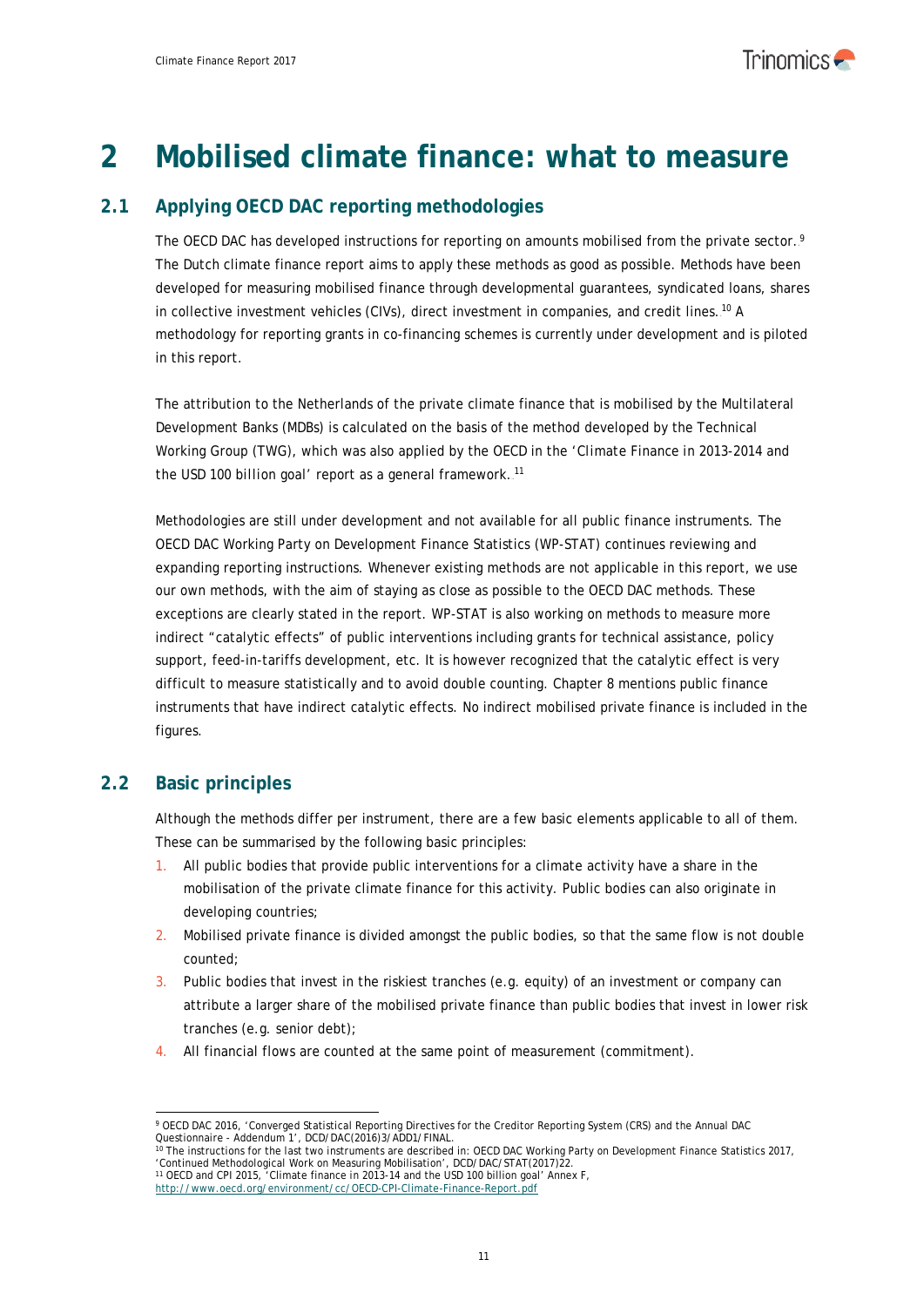# 2 Mobilised climate finance: what to measure

## 2.1 Applying OECD DAC reporting methodologies

The OECD DAC has developed instructions for reporting on amounts mobilised from the private sector.[9] The Dutch climate finance report aims to apply these methods as good as possible. Methods have been developed for measuring mobilised finance through developmental guarantees, syndicated loans, shares in collective investment vehicles (CIVs), direct investment in companies, and credit lines.[10] A methodology for reporting grants in co-financing schemes is currently under development and is piloted in this report.

The attribution to the Netherlands of the private climate finance that is mobilised by the Multilateral Development Banks (MDBs) is calculated on the basis of the method developed by the Technical Working Group (TWG), which was also applied by the OECD in the 'Climate Finance in 2013-2014 and the USD 100 billion goal' report as a general framework.[11]

Methodologies are still under development and not available for all public finance instruments. The OECD DAC Working Party on Development Finance Statistics (WP-STAT) continues reviewing and expanding reporting instructions. Whenever existing methods are not applicable in this report, we use our own methods, with the aim of staying as close as possible to the OECD DAC methods. These exceptions are clearly stated in the report. WP-STAT is also working on methods to measure more indirect "catalytic effects" of public interventions including grants for technical assistance, policy support, feed-in-tariffs development, etc. It is however recognized that the catalytic effect is very difficult to measure statistically and to avoid double counting. Chapter 8 mentions public finance instruments that have indirect catalytic effects. No indirect mobilised private finance is included in the figures.

## 2.2 Basic principles

Although the methods differ per instrument, there are a few basic elements applicable to all of them. These can be summarised by the following basic principles:

1. All public bodies that provide public interventions for a climate activity have a share in the mobilisation of the private climate finance for this activity. Public bodies can also originate in developing countries;
2. Mobilised private finance is divided amongst the public bodies, so that the same flow is not double counted;
3. Public bodies that invest in the riskiest tranches (e.g. equity) of an investment or company can attribute a larger share of the mobilised private finance than public bodies that invest in lower risk tranches (e.g. senior debt);
4. All financial flows are counted at the same point of measurement (commitment).

---

[9] OECD DAC 2016, 'Converged Statistical Reporting Directives for the Creditor Reporting System (CRS) and the Annual DAC Questionnaire - Addendum 1', DCD/DAC(2016)3/ADD1/FINAL.

[10] The instructions for the last two instruments are described in: OECD DAC Working Party on Development Finance Statistics 2017, 'Continued Methodological Work on Measuring Mobilisation', DCD/DAC/STAT(2017)22.

[11] OECD and CPI 2015, 'Climate finance in 2013-14 and the USD 100 billion goal' Annex F, http://www.oecd.org/environment/cc/OECD-CPI-Climate-Finance-Report.pdf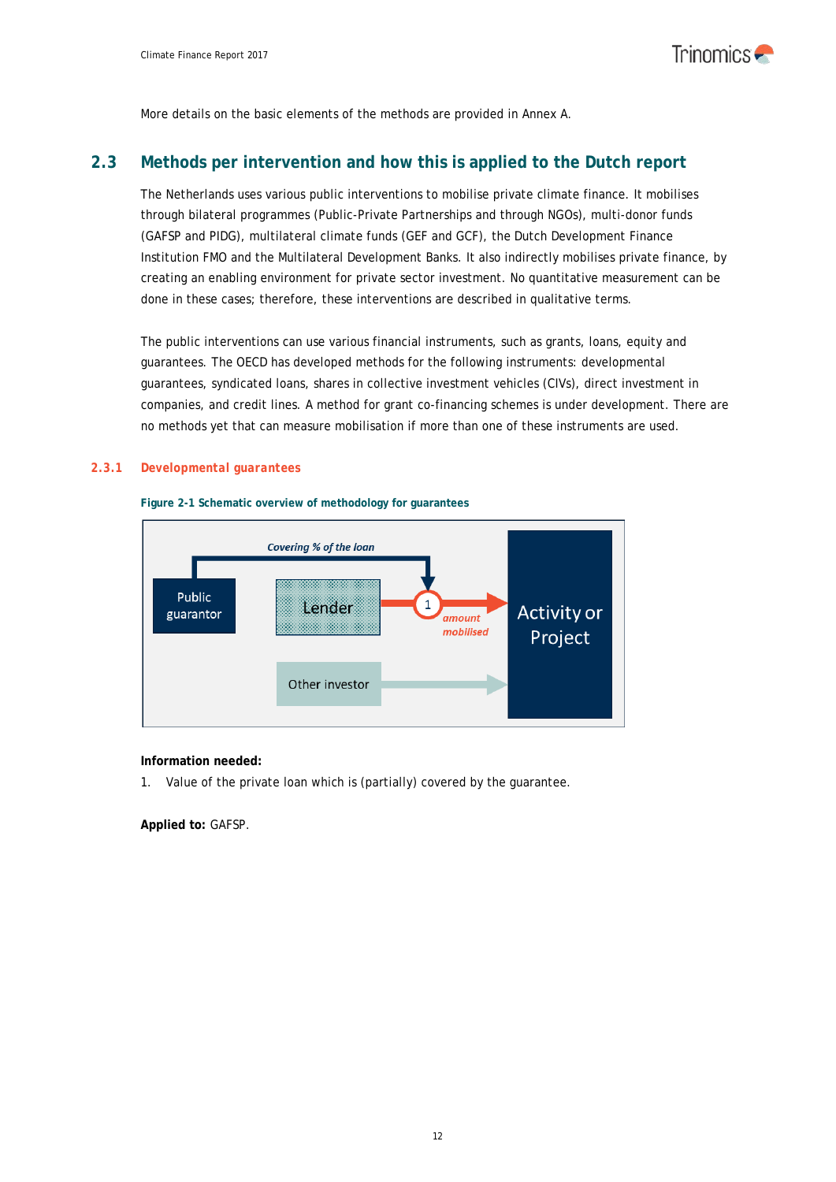More details on the basic elements of the methods are provided in Annex A.

## 2.3 Methods per intervention and how this is applied to the Dutch report

The Netherlands uses various public interventions to mobilise private climate finance. It mobilises through bilateral programmes (Public-Private Partnerships and through NGOs), multi-donor funds (GAFSP and PIDG), multilateral climate funds (GEF and GCF), the Dutch Development Finance Institution FMO and the Multilateral Development Banks. It also indirectly mobilises private finance, by creating an enabling environment for private sector investment. No quantitative measurement can be done in these cases; therefore, these interventions are described in qualitative terms.

The public interventions can use various financial instruments, such as grants, loans, equity and guarantees. The OECD has developed methods for the following instruments: developmental guarantees, syndicated loans, shares in collective investment vehicles (CIVs), direct investment in companies, and credit lines. A method for grant co-financing schemes is under development. There are no methods yet that can measure mobilisation if more than one of these instruments are used.

### 2.3.1 Developmental guarantees

**Figure 2-1 Schematic overview of methodology for guarantees**

Covering % of the loan

Public guarantor

Lender

1

amount mobilised

Activity or Project

Other investor

**Information needed:**

1. Value of the private loan which is (partially) covered by the guarantee.

**Applied to:** GAFSP.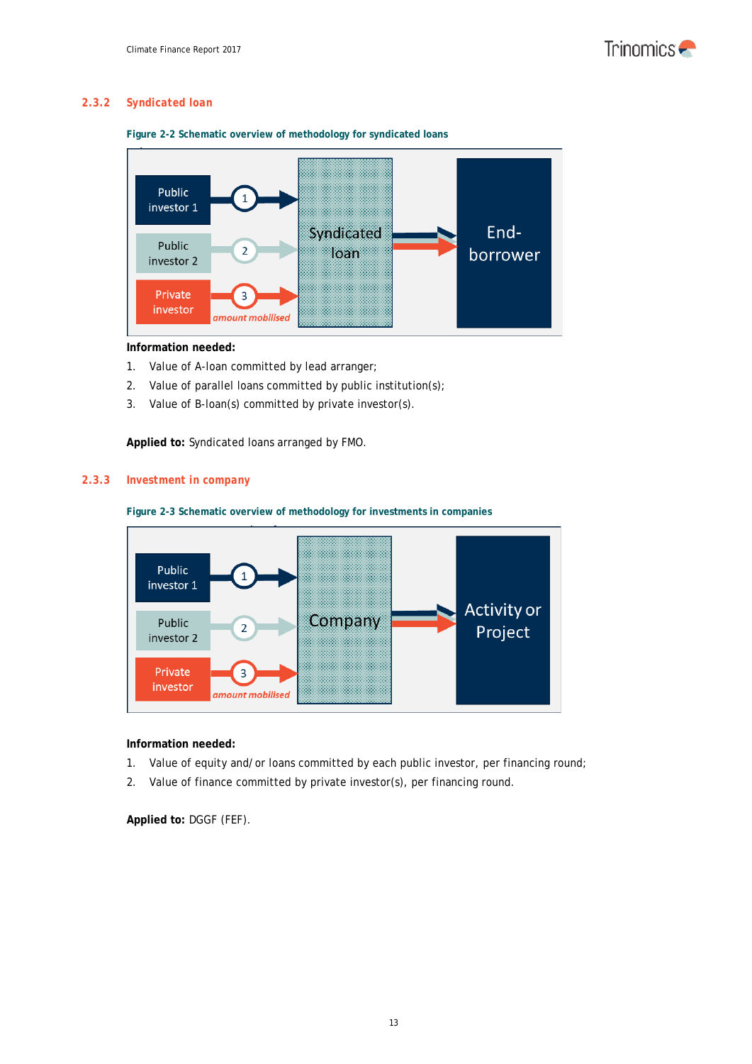### 2.3.2 Syndicated loan

**Figure 2-2 Schematic overview of methodology for syndicated loans**

Public investor 1 → 1 → Syndicated loan
Public investor 2 → 2 → Syndicated loan
Private investor → 3 → Syndicated loan (*amount mobilised*)
Syndicated loan → End-borrower

**Information needed:**

1. Value of A-loan committed by lead arranger;
2. Value of parallel loans committed by public institution(s);
3. Value of B-loan(s) committed by private investor(s).

**Applied to:** Syndicated loans arranged by FMO.

### 2.3.3 Investment in company

**Figure 2-3 Schematic overview of methodology for investments in companies**

Public investor 1 → 1 → Company
Public investor 2 → 2 → Company
Private investor → 3 → Company (*amount mobilised*)
Company → Activity or Project

**Information needed:**

1. Value of equity and/ or loans committed by each public investor, per financing round;
2. Value of finance committed by private investor(s), per financing round.

**Applied to:** DGGF (FEF).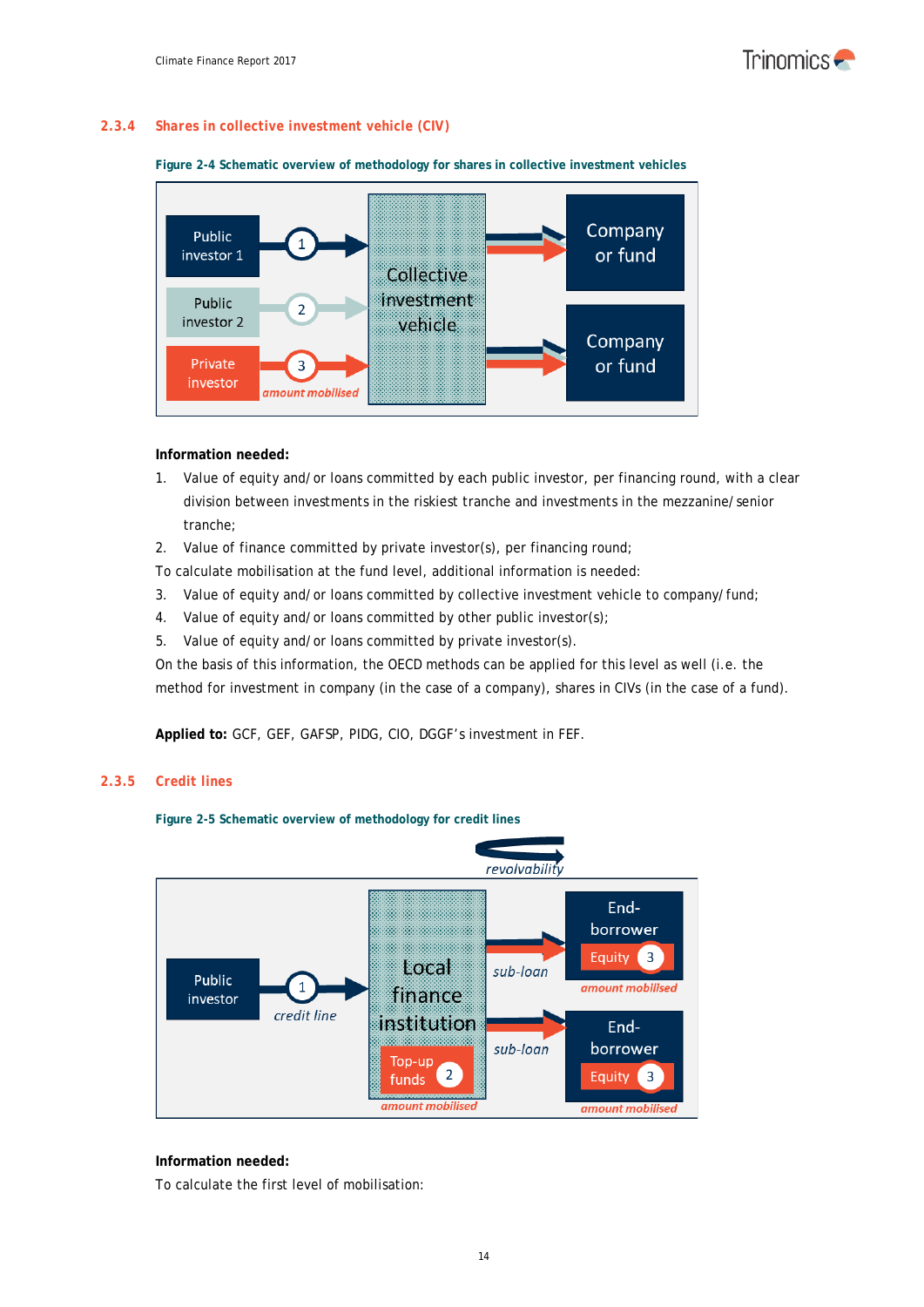### 2.3.4 Shares in collective investment vehicle (CIV)

**Figure 2-4 Schematic overview of methodology for shares in collective investment vehicles**

**Information needed:**

1. Value of equity and/or loans committed by each public investor, per financing round, with a clear division between investments in the riskiest tranche and investments in the mezzanine/senior tranche;
2. Value of finance committed by private investor(s), per financing round;

To calculate mobilisation at the fund level, additional information is needed:

3. Value of equity and/or loans committed by collective investment vehicle to company/fund;
4. Value of equity and/or loans committed by other public investor(s);
5. Value of equity and/or loans committed by private investor(s).

On the basis of this information, the OECD methods can be applied for this level as well (i.e. the method for investment in company (in the case of a company), shares in CIVs (in the case of a fund).

**Applied to:** GCF, GEF, GAFSP, PIDG, CIO, DGGF's investment in FEF.

### 2.3.5 Credit lines

**Figure 2-5 Schematic overview of methodology for credit lines**

**Information needed:**

To calculate the first level of mobilisation: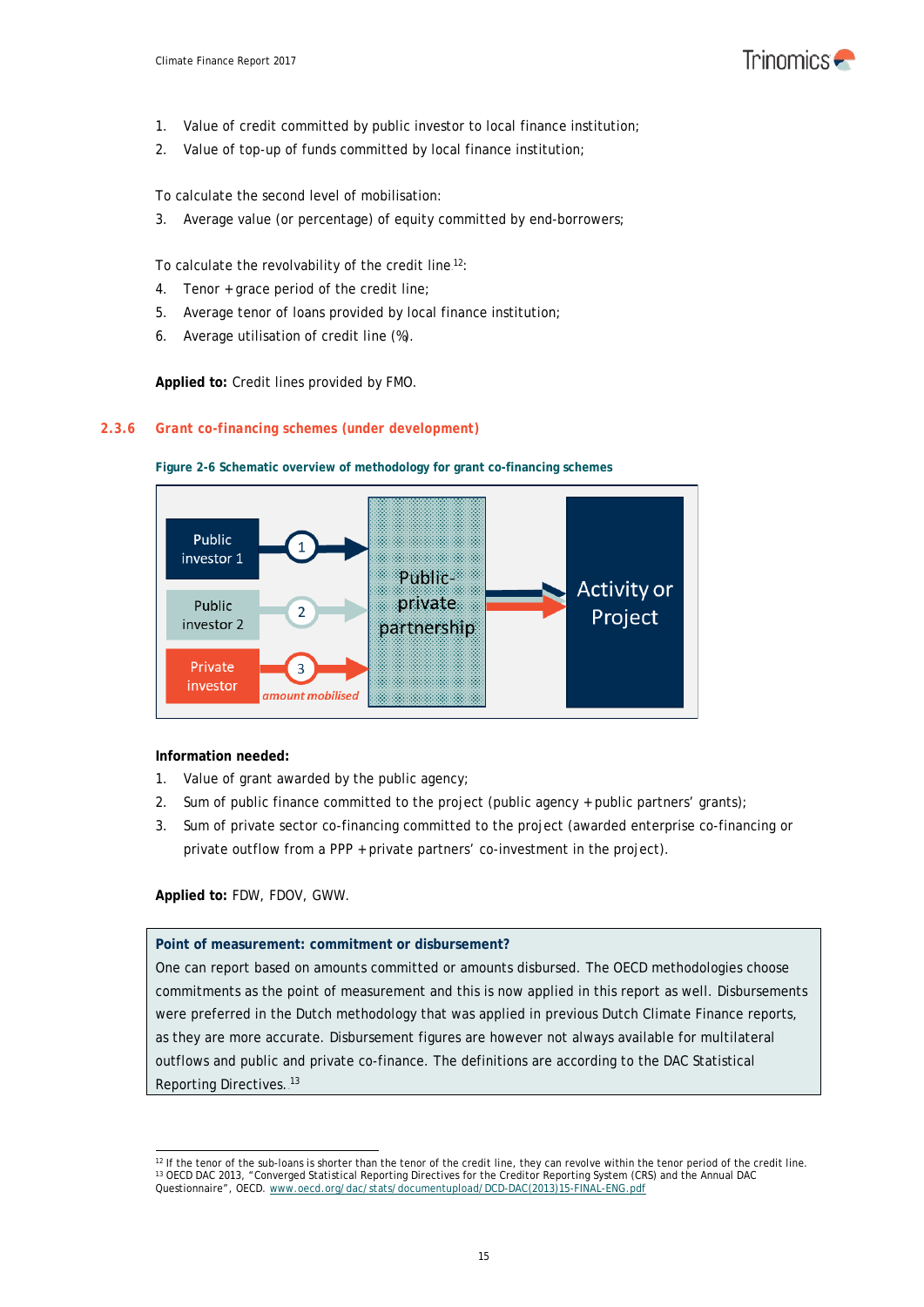1. Value of credit committed by public investor to local finance institution;
2. Value of top-up of funds committed by local finance institution;

To calculate the second level of mobilisation:

3. Average value (or percentage) of equity committed by end-borrowers;

To calculate the revolvability of the credit line[12]:

4. Tenor + grace period of the credit line;
5. Average tenor of loans provided by local finance institution;
6. Average utilisation of credit line (%).

**Applied to:** Credit lines provided by FMO.

### 2.3.6 Grant co-financing schemes (under development)

**Figure 2-6 Schematic overview of methodology for grant co-financing schemes**

Public investor 1 → 1 → Public-private partnership → Activity or Project

Public investor 2 → 2 → Public-private partnership

Private investor → 3 (*amount mobilised*) → Public-private partnership

**Information needed:**

1. Value of grant awarded by the public agency;
2. Sum of public finance committed to the project (public agency + public partners' grants);
3. Sum of private sector co-financing committed to the project (awarded enterprise co-financing or private outflow from a PPP + private partners' co-investment in the project).

**Applied to:** FDW, FDOV, GWW.

> **Point of measurement: commitment or disbursement?**
> One can report based on amounts committed or amounts disbursed. The OECD methodologies choose commitments as the point of measurement and this is now applied in this report as well. Disbursements were preferred in the Dutch methodology that was applied in previous Dutch Climate Finance reports, as they are more accurate. Disbursement figures are however not always available for multilateral outflows and public and private co-finance. The definitions are according to the DAC Statistical Reporting Directives.[13]

[12] If the tenor of the sub-loans is shorter than the tenor of the credit line, they can revolve within the tenor period of the credit line.

[13] OECD DAC 2013, "Converged Statistical Reporting Directives for the Creditor Reporting System (CRS) and the Annual DAC Questionnaire", OECD. www.oecd.org/dac/stats/documentupload/DCD-DAC(2013)15-FINAL-ENG.pdf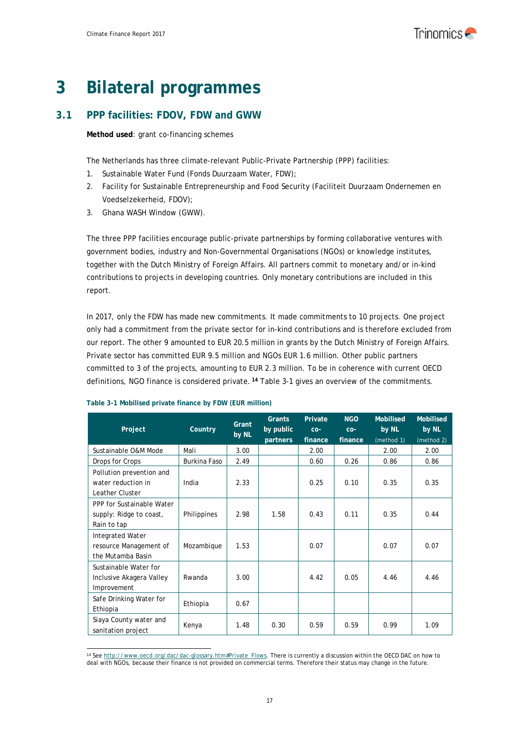# 3 Bilateral programmes

## 3.1 PPP facilities: FDOV, FDW and GWW

**Method used**: grant co-financing schemes

The Netherlands has three climate-relevant Public-Private Partnership (PPP) facilities:

1. Sustainable Water Fund (Fonds Duurzaam Water, FDW);
2. Facility for Sustainable Entrepreneurship and Food Security (Faciliteit Duurzaam Ondernemen en Voedselzekerheid, FDOV);
3. Ghana WASH Window (GWW).

The three PPP facilities encourage public-private partnerships by forming collaborative ventures with government bodies, industry and Non-Governmental Organisations (NGOs) or knowledge institutes, together with the Dutch Ministry of Foreign Affairs. All partners commit to monetary and/or in-kind contributions to projects in developing countries. Only monetary contributions are included in this report.

In 2017, only the FDW has made new commitments. It made commitments to 10 projects. One project only had a commitment from the private sector for in-kind contributions and is therefore excluded from our report. The other 9 amounted to EUR 20.5 million in grants by the Dutch Ministry of Foreign Affairs. Private sector has committed EUR 9.5 million and NGOs EUR 1.6 million. Other public partners committed to 3 of the projects, amounting to EUR 2.3 million. To be in coherence with current OECD definitions, NGO finance is considered private. [14] Table 3-1 gives an overview of the commitments.

**Table 3-1 Mobilised private finance by FDW (EUR million)**

| Project | Country | Grant by NL | Grants by public partners | Private co-finance | NGO co-finance | Mobilised by NL (method 1) | Mobilised by NL (method 2) |
|---|---|---|---|---|---|---|---|
| Sustainable O&M Mode | Mali | 3.00 | | 2.00 | | 2.00 | 2.00 |
| Drops for Crops | Burkina Faso | 2.49 | | 0.60 | 0.26 | 0.86 | 0.86 |
| Pollution prevention and water reduction in Leather Cluster | India | 2.33 | | 0.25 | 0.10 | 0.35 | 0.35 |
| PPP for Sustainable Water supply: Ridge to coast, Rain to tap | Philippines | 2.98 | 1.58 | 0.43 | 0.11 | 0.35 | 0.44 |
| Integrated Water resource Management of the Mutamba Basin | Mozambique | 1.53 | | 0.07 | | 0.07 | 0.07 |
| Sustainable Water for Inclusive Akagera Valley Improvement | Rwanda | 3.00 | | 4.42 | 0.05 | 4.46 | 4.46 |
| Safe Drinking Water for Ethiopia | Ethiopia | 0.67 | | | | | |
| Siaya County water and sanitation project | Kenya | 1.48 | 0.30 | 0.59 | 0.59 | 0.99 | 1.09 |

[14] See http://www.oecd.org/dac/dac-glossary.htm#Private_Flows. There is currently a discussion within the OECD DAC on how to deal with NGOs, because their finance is not provided on commercial terms. Therefore their status may change in the future.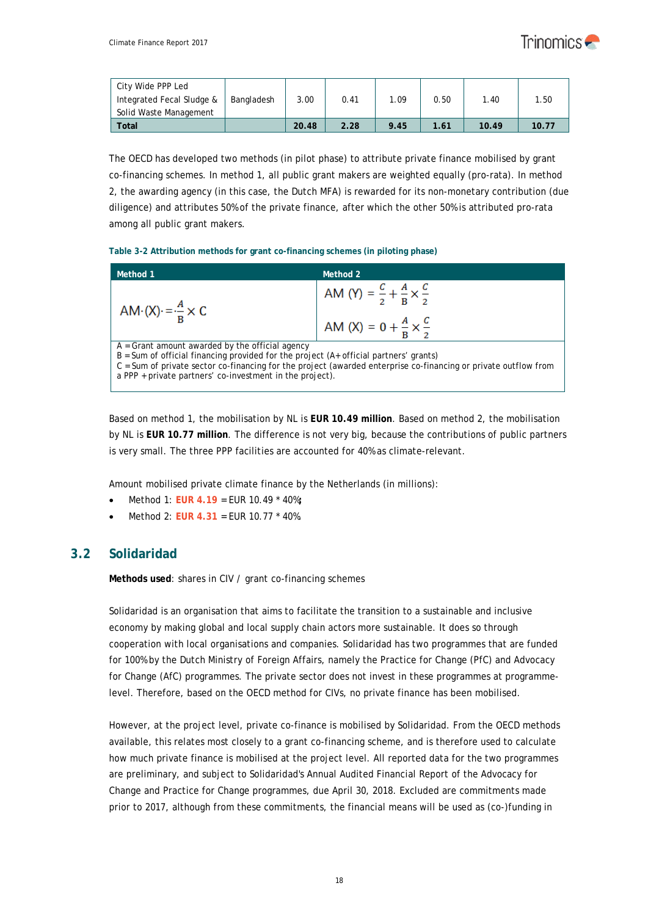| City Wide PPP Led Integrated Fecal Sludge & Solid Waste Management | Bangladesh | 3.00 | 0.41 | 1.09 | 0.50 | 1.40 | 1.50 |
|---|---|---|---|---|---|---|---|
| **Total** | | **20.48** | **2.28** | **9.45** | **1.61** | **10.49** | **10.77** |

The OECD has developed two methods (in pilot phase) to attribute private finance mobilised by grant co-financing schemes. In method 1, all public grant makers are weighted equally (pro-rata). In method 2, the awarding agency (in this case, the Dutch MFA) is rewarded for its non-monetary contribution (due diligence) and attributes 50% of the private finance, after which the other 50% is attributed pro-rata among all public grant makers.

**Table 3-2 Attribution methods for grant co-financing schemes (in piloting phase)**

| Method 1 | Method 2 |
|---|---|
| $AM(X) = \frac{A}{B} \times C$ | $AM(Y) = \frac{C}{2} + \frac{A}{B} \times \frac{C}{2}$ <br> $AM(X) = 0 + \frac{A}{B} \times \frac{C}{2}$ |

A = Grant amount awarded by the official agency
B = Sum of official financing provided for the project (A + official partners' grants)
C = Sum of private sector co-financing for the project (awarded enterprise co-financing or private outflow from a PPP + private partners' co-investment in the project).

Based on method 1, the mobilisation by NL is **EUR 10.49 million**. Based on method 2, the mobilisation by NL is **EUR 10.77 million**. The difference is not very big, because the contributions of public partners is very small. The three PPP facilities are accounted for 40% as climate-relevant.

Amount mobilised private climate finance by the Netherlands (in millions):

- Method 1: **EUR 4.19** = EUR 10.49 * 40%;
- Method 2: **EUR 4.31** = EUR 10.77 * 40%

## 3.2 Solidaridad

**Methods used**: shares in CIV / grant co-financing schemes

Solidaridad is an organisation that aims to facilitate the transition to a sustainable and inclusive economy by making global and local supply chain actors more sustainable. It does so through cooperation with local organisations and companies. Solidaridad has two programmes that are funded for 100% by the Dutch Ministry of Foreign Affairs, namely the Practice for Change (PfC) and Advocacy for Change (AfC) programmes. The private sector does not invest in these programmes at programme-level. Therefore, based on the OECD method for CIVs, no private finance has been mobilised.

However, at the project level, private co-finance is mobilised by Solidaridad. From the OECD methods available, this relates most closely to a grant co-financing scheme, and is therefore used to calculate how much private finance is mobilised at the project level. All reported data for the two programmes are preliminary, and subject to Solidaridad's Annual Audited Financial Report of the Advocacy for Change and Practice for Change programmes, due April 30, 2018. Excluded are commitments made prior to 2017, although from these commitments, the financial means will be used as (co-)funding in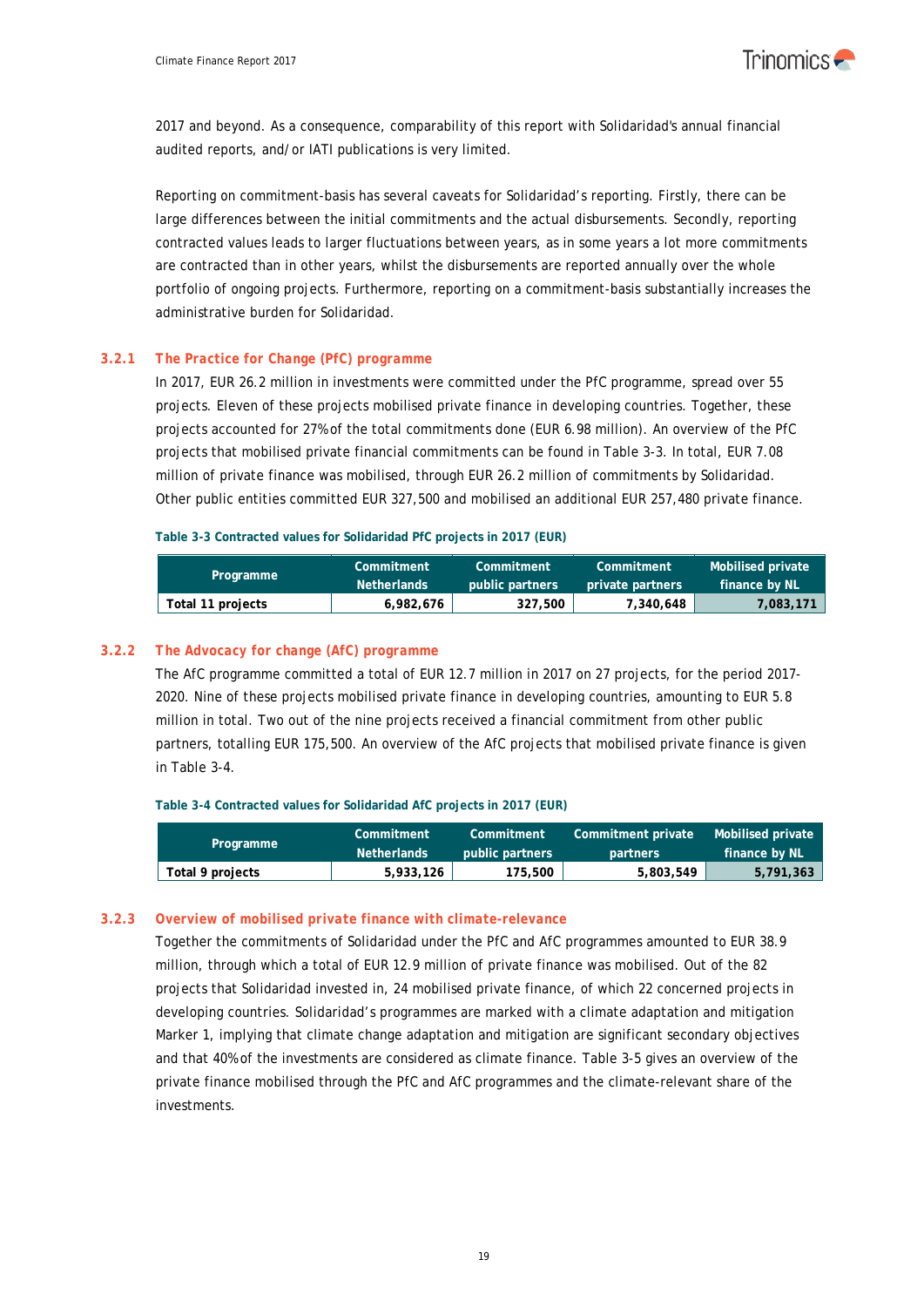2017 and beyond. As a consequence, comparability of this report with Solidaridad's annual financial audited reports, and/or IATI publications is very limited.

Reporting on commitment-basis has several caveats for Solidaridad's reporting. Firstly, there can be large differences between the initial commitments and the actual disbursements. Secondly, reporting contracted values leads to larger fluctuations between years, as in some years a lot more commitments are contracted than in other years, whilst the disbursements are reported annually over the whole portfolio of ongoing projects. Furthermore, reporting on a commitment-basis substantially increases the administrative burden for Solidaridad.

### 3.2.1 The Practice for Change (PfC) programme

In 2017, EUR 26.2 million in investments were committed under the PfC programme, spread over 55 projects. Eleven of these projects mobilised private finance in developing countries. Together, these projects accounted for 27% of the total commitments done (EUR 6.98 million). An overview of the PfC projects that mobilised private financial commitments can be found in Table 3-3. In total, EUR 7.08 million of private finance was mobilised, through EUR 26.2 million of commitments by Solidaridad. Other public entities committed EUR 327,500 and mobilised an additional EUR 257,480 private finance.

**Table 3-3 Contracted values for Solidaridad PfC projects in 2017 (EUR)**

| Programme | Commitment Netherlands | Commitment public partners | Commitment private partners | Mobilised private finance by NL |
|---|---|---|---|---|
| **Total 11 projects** | **6,982,676** | **327,500** | **7,340,648** | **7,083,171** |

### 3.2.2 The Advocacy for change (AfC) programme

The AfC programme committed a total of EUR 12.7 million in 2017 on 27 projects, for the period 2017-2020. Nine of these projects mobilised private finance in developing countries, amounting to EUR 5.8 million in total. Two out of the nine projects received a financial commitment from other public partners, totalling EUR 175,500. An overview of the AfC projects that mobilised private finance is given in Table 3-4.

**Table 3-4 Contracted values for Solidaridad AfC projects in 2017 (EUR)**

| Programme | Commitment Netherlands | Commitment public partners | Commitment private partners | Mobilised private finance by NL |
|---|---|---|---|---|
| **Total 9 projects** | **5,933,126** | **175,500** | **5,803,549** | **5,791,363** |

### 3.2.3 Overview of mobilised private finance with climate-relevance

Together the commitments of Solidaridad under the PfC and AfC programmes amounted to EUR 38.9 million, through which a total of EUR 12.9 million of private finance was mobilised. Out of the 82 projects that Solidaridad invested in, 24 mobilised private finance, of which 22 concerned projects in developing countries. Solidaridad's programmes are marked with a climate adaptation and mitigation Marker 1, implying that climate change adaptation and mitigation are significant secondary objectives and that 40% of the investments are considered as climate finance. Table 3-5 gives an overview of the private finance mobilised through the PfC and AfC programmes and the climate-relevant share of the investments.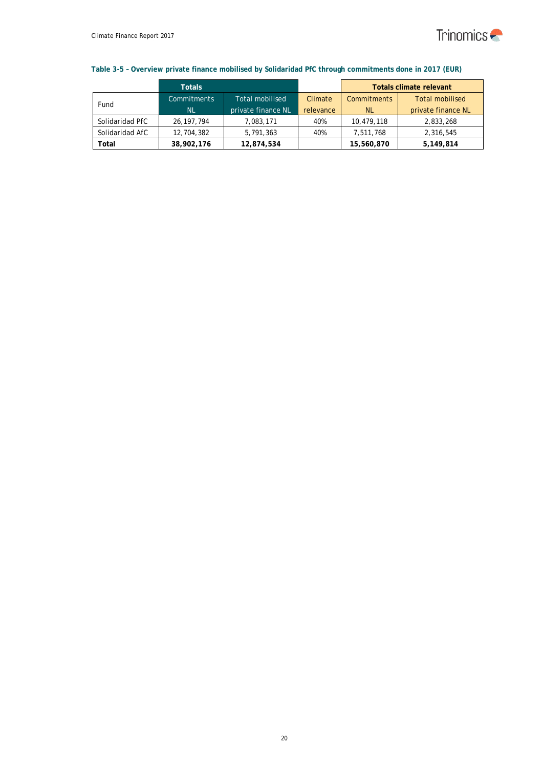**Table 3-5 – Overview private finance mobilised by Solidaridad PfC through commitments done in 2017 (EUR)**

| | Totals | | | Totals climate relevant | |
|---|---|---|---|---|---|
| Fund | Commitments NL | Total mobilised private finance NL | Climate relevance | Commitments NL | Total mobilised private finance NL |
| Solidaridad PfC | 26,197,794 | 7,083,171 | 40% | 10,479,118 | 2,833,268 |
| Solidaridad AfC | 12,704,382 | 5,791,363 | 40% | 7,511,768 | 2,316,545 |
| **Total** | **38,902,176** | **12,874,534** | | **15,560,870** | **5,149,814** |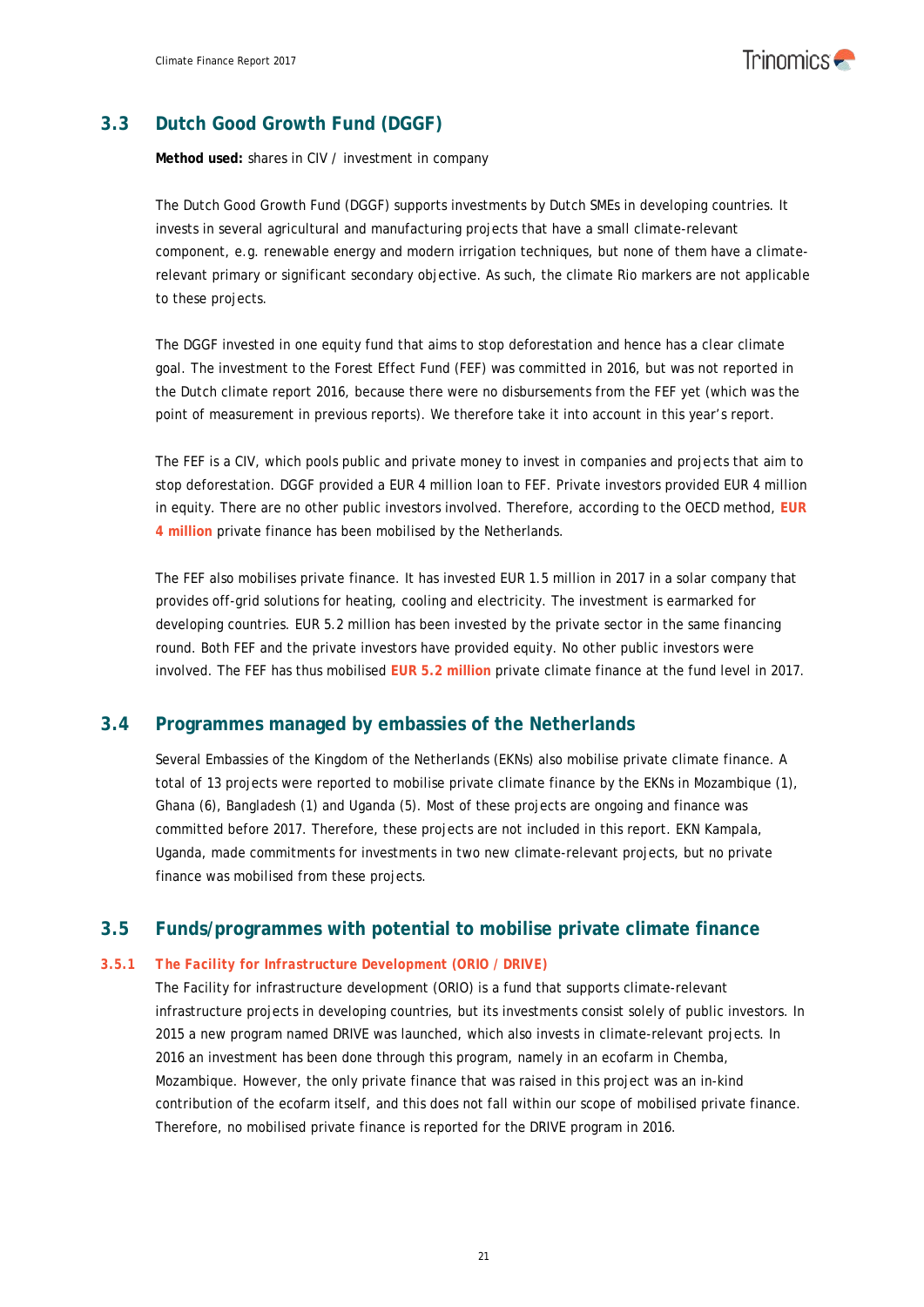## 3.3 Dutch Good Growth Fund (DGGF)

**Method used:** shares in CIV / investment in company

The Dutch Good Growth Fund (DGGF) supports investments by Dutch SMEs in developing countries. It invests in several agricultural and manufacturing projects that have a small climate-relevant component, e.g. renewable energy and modern irrigation techniques, but none of them have a climate-relevant primary or significant secondary objective. As such, the climate Rio markers are not applicable to these projects.

The DGGF invested in one equity fund that aims to stop deforestation and hence has a clear climate goal. The investment to the Forest Effect Fund (FEF) was committed in 2016, but was not reported in the Dutch climate report 2016, because there were no disbursements from the FEF yet (which was the point of measurement in previous reports). We therefore take it into account in this year's report.

The FEF is a CIV, which pools public and private money to invest in companies and projects that aim to stop deforestation. DGGF provided a EUR 4 million loan to FEF. Private investors provided EUR 4 million in equity. There are no other public investors involved. Therefore, according to the OECD method, **EUR 4 million** private finance has been mobilised by the Netherlands.

The FEF also mobilises private finance. It has invested EUR 1.5 million in 2017 in a solar company that provides off-grid solutions for heating, cooling and electricity. The investment is earmarked for developing countries. EUR 5.2 million has been invested by the private sector in the same financing round. Both FEF and the private investors have provided equity. No other public investors were involved. The FEF has thus mobilised **EUR 5.2 million** private climate finance at the fund level in 2017.

## 3.4 Programmes managed by embassies of the Netherlands

Several Embassies of the Kingdom of the Netherlands (EKNs) also mobilise private climate finance. A total of 13 projects were reported to mobilise private climate finance by the EKNs in Mozambique (1), Ghana (6), Bangladesh (1) and Uganda (5). Most of these projects are ongoing and finance was committed before 2017. Therefore, these projects are not included in this report. EKN Kampala, Uganda, made commitments for investments in two new climate-relevant projects, but no private finance was mobilised from these projects.

## 3.5 Funds/programmes with potential to mobilise private climate finance

### 3.5.1 *The Facility for Infrastructure Development (ORIO / DRIVE)*

The Facility for infrastructure development (ORIO) is a fund that supports climate-relevant infrastructure projects in developing countries, but its investments consist solely of public investors. In 2015 a new program named DRIVE was launched, which also invests in climate-relevant projects. In 2016 an investment has been done through this program, namely in an ecofarm in Chemba, Mozambique. However, the only private finance that was raised in this project was an in-kind contribution of the ecofarm itself, and this does not fall within our scope of mobilised private finance. Therefore, no mobilised private finance is reported for the DRIVE program in 2016.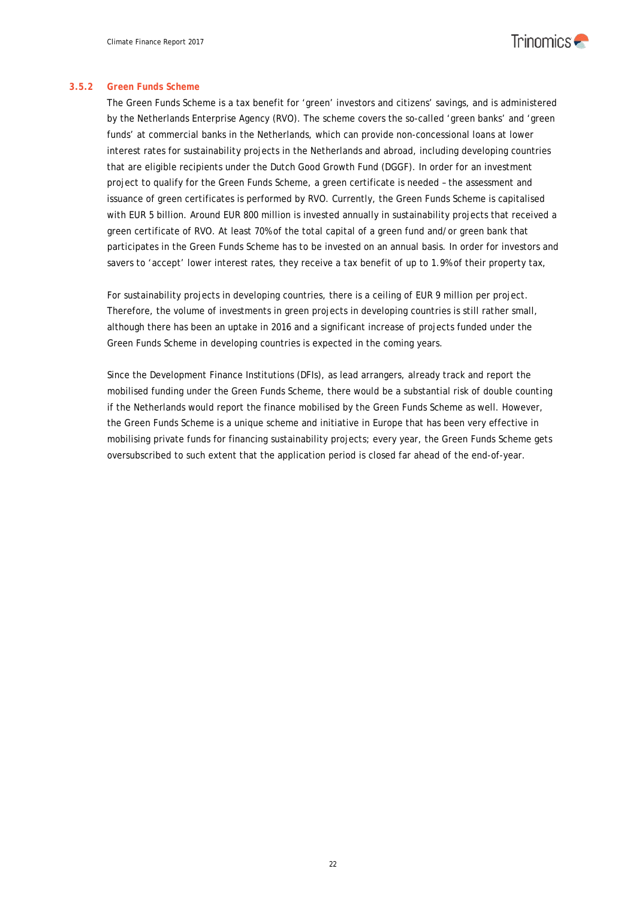### 3.5.2 Green Funds Scheme

The Green Funds Scheme is a tax benefit for 'green' investors and citizens' savings, and is administered by the Netherlands Enterprise Agency (RVO). The scheme covers the so-called 'green banks' and 'green funds' at commercial banks in the Netherlands, which can provide non-concessional loans at lower interest rates for sustainability projects in the Netherlands and abroad, including developing countries that are eligible recipients under the Dutch Good Growth Fund (DGGF). In order for an investment project to qualify for the Green Funds Scheme, a green certificate is needed – the assessment and issuance of green certificates is performed by RVO. Currently, the Green Funds Scheme is capitalised with EUR 5 billion. Around EUR 800 million is invested annually in sustainability projects that received a green certificate of RVO. At least 70% of the total capital of a green fund and/or green bank that participates in the Green Funds Scheme has to be invested on an annual basis. In order for investors and savers to 'accept' lower interest rates, they receive a tax benefit of up to 1.9% of their property tax,

For sustainability projects in developing countries, there is a ceiling of EUR 9 million per project. Therefore, the volume of investments in green projects in developing countries is still rather small, although there has been an uptake in 2016 and a significant increase of projects funded under the Green Funds Scheme in developing countries is expected in the coming years.

Since the Development Finance Institutions (DFIs), as lead arrangers, already track and report the mobilised funding under the Green Funds Scheme, there would be a substantial risk of double counting if the Netherlands would report the finance mobilised by the Green Funds Scheme as well. However, the Green Funds Scheme is a unique scheme and initiative in Europe that has been very effective in mobilising private funds for financing sustainability projects; every year, the Green Funds Scheme gets oversubscribed to such extent that the application period is closed far ahead of the end-of-year.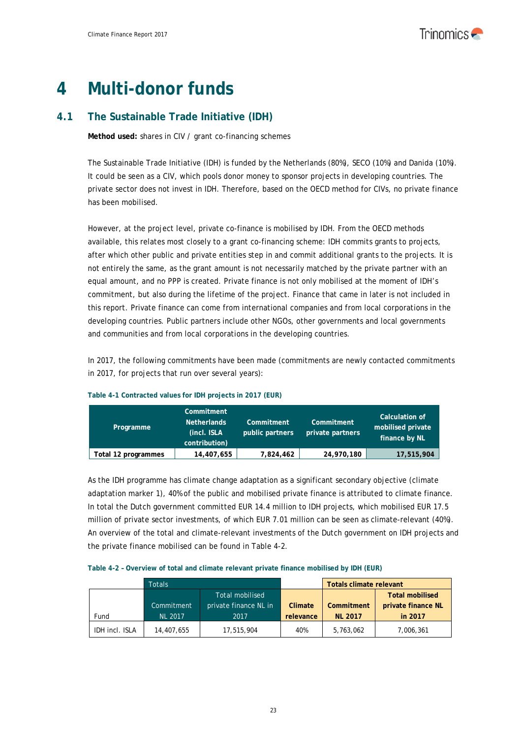# 4 Multi-donor funds

## 4.1 The Sustainable Trade Initiative (IDH)

**Method used:** shares in CIV / grant co-financing schemes

The Sustainable Trade Initiative (IDH) is funded by the Netherlands (80%), SECO (10%) and Danida (10%). It could be seen as a CIV, which pools donor money to sponsor projects in developing countries. The private sector does not invest in IDH. Therefore, based on the OECD method for CIVs, no private finance has been mobilised.

However, at the project level, private co-finance is mobilised by IDH. From the OECD methods available, this relates most closely to a grant co-financing scheme: IDH commits grants to projects, after which other public and private entities step in and commit additional grants to the projects. It is not entirely the same, as the grant amount is not necessarily matched by the private partner with an equal amount, and no PPP is created. Private finance is not only mobilised at the moment of IDH's commitment, but also during the lifetime of the project. Finance that came in later is not included in this report. Private finance can come from international companies and from local corporations in the developing countries. Public partners include other NGOs, other governments and local governments and communities and from local corporations in the developing countries.

In 2017, the following commitments have been made (commitments are newly contacted commitments in 2017, for projects that run over several years):

**Table 4-1 Contracted values for IDH projects in 2017 (EUR)**

| Programme | Commitment Netherlands (incl. ISLA contribution) | Commitment public partners | Commitment private partners | Calculation of mobilised private finance by NL |
|---|---|---|---|---|
| **Total 12 programmes** | **14,407,655** | **7,824,462** | **24,970,180** | **17,515,904** |

As the IDH programme has climate change adaptation as a significant secondary objective (climate adaptation marker 1), 40% of the public and mobilised private finance is attributed to climate finance. In total the Dutch government committed EUR 14.4 million to IDH projects, which mobilised EUR 17.5 million of private sector investments, of which EUR 7.01 million can be seen as climate-relevant (40%). An overview of the total and climate-relevant investments of the Dutch government on IDH projects and the private finance mobilised can be found in Table 4-2.

**Table 4-2 – Overview of total and climate relevant private finance mobilised by IDH (EUR)**

| | Totals | | | Totals climate relevant | |
|---|---|---|---|---|---|
| Fund | Commitment NL 2017 | Total mobilised private finance NL in 2017 | **Climate relevance** | **Commitment NL 2017** | **Total mobilised private finance NL in 2017** |
| IDH incl. ISLA | 14,407,655 | 17,515,904 | 40% | 5,763,062 | 7,006,361 |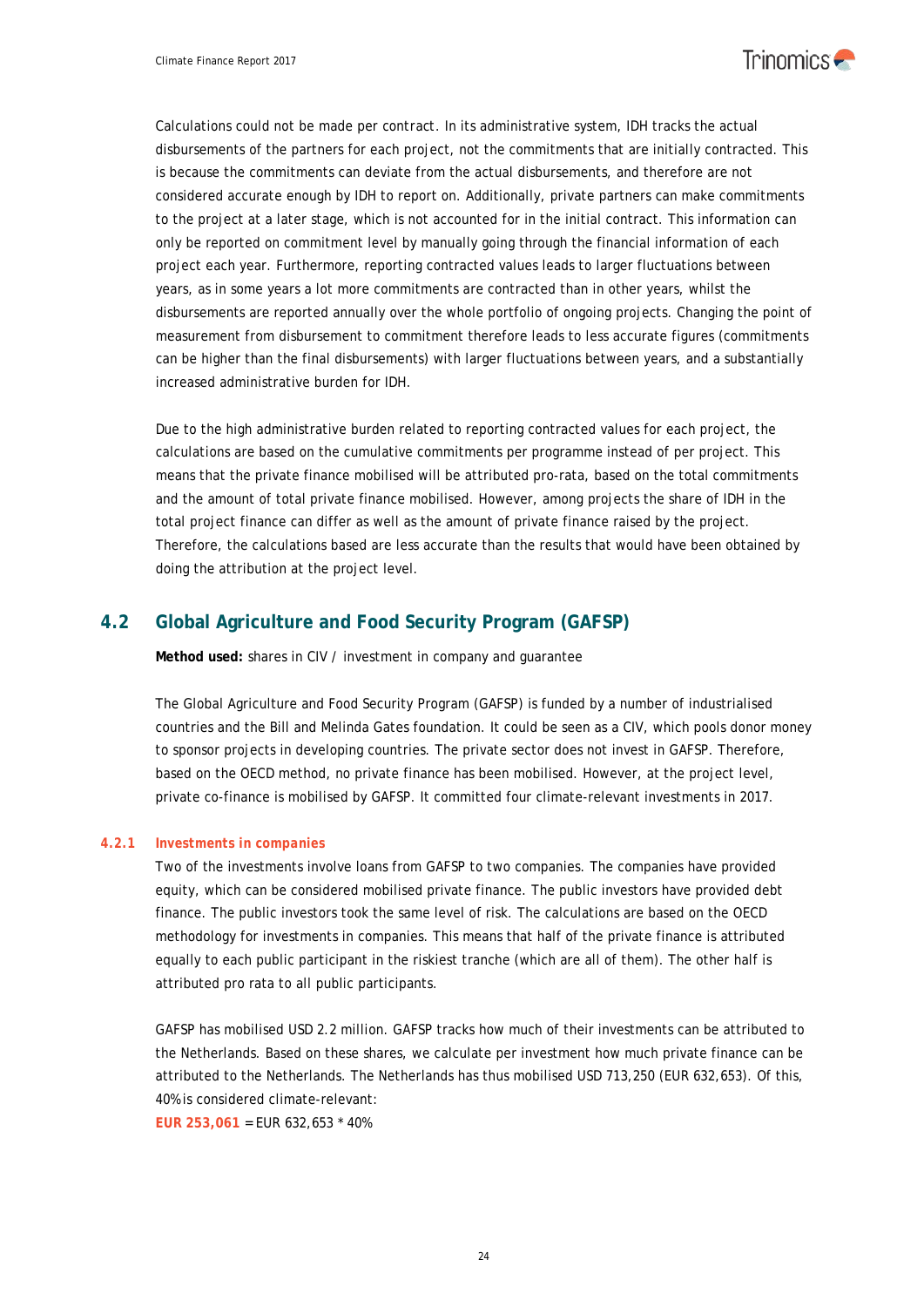Calculations could not be made per contract. In its administrative system, IDH tracks the actual disbursements of the partners for each project, not the commitments that are initially contracted. This is because the commitments can deviate from the actual disbursements, and therefore are not considered accurate enough by IDH to report on. Additionally, private partners can make commitments to the project at a later stage, which is not accounted for in the initial contract. This information can only be reported on commitment level by manually going through the financial information of each project each year. Furthermore, reporting contracted values leads to larger fluctuations between years, as in some years a lot more commitments are contracted than in other years, whilst the disbursements are reported annually over the whole portfolio of ongoing projects. Changing the point of measurement from disbursement to commitment therefore leads to less accurate figures (commitments can be higher than the final disbursements) with larger fluctuations between years, and a substantially increased administrative burden for IDH.

Due to the high administrative burden related to reporting contracted values for each project, the calculations are based on the cumulative commitments per programme instead of per project. This means that the private finance mobilised will be attributed pro-rata, based on the total commitments and the amount of total private finance mobilised. However, among projects the share of IDH in the total project finance can differ as well as the amount of private finance raised by the project. Therefore, the calculations based are less accurate than the results that would have been obtained by doing the attribution at the project level.

## 4.2 Global Agriculture and Food Security Program (GAFSP)

**Method used:** shares in CIV / investment in company and guarantee

The Global Agriculture and Food Security Program (GAFSP) is funded by a number of industrialised countries and the Bill and Melinda Gates foundation. It could be seen as a CIV, which pools donor money to sponsor projects in developing countries. The private sector does not invest in GAFSP. Therefore, based on the OECD method, no private finance has been mobilised. However, at the project level, private co-finance is mobilised by GAFSP. It committed four climate-relevant investments in 2017.

### 4.2.1 Investments in companies

Two of the investments involve loans from GAFSP to two companies. The companies have provided equity, which can be considered mobilised private finance. The public investors have provided debt finance. The public investors took the same level of risk. The calculations are based on the OECD methodology for investments in companies. This means that half of the private finance is attributed equally to each public participant in the riskiest tranche (which are all of them). The other half is attributed pro rata to all public participants.

GAFSP has mobilised USD 2.2 million. GAFSP tracks how much of their investments can be attributed to the Netherlands. Based on these shares, we calculate per investment how much private finance can be attributed to the Netherlands. The Netherlands has thus mobilised USD 713,250 (EUR 632,653). Of this, 40% is considered climate-relevant:

**EUR 253,061** = EUR 632,653 * 40%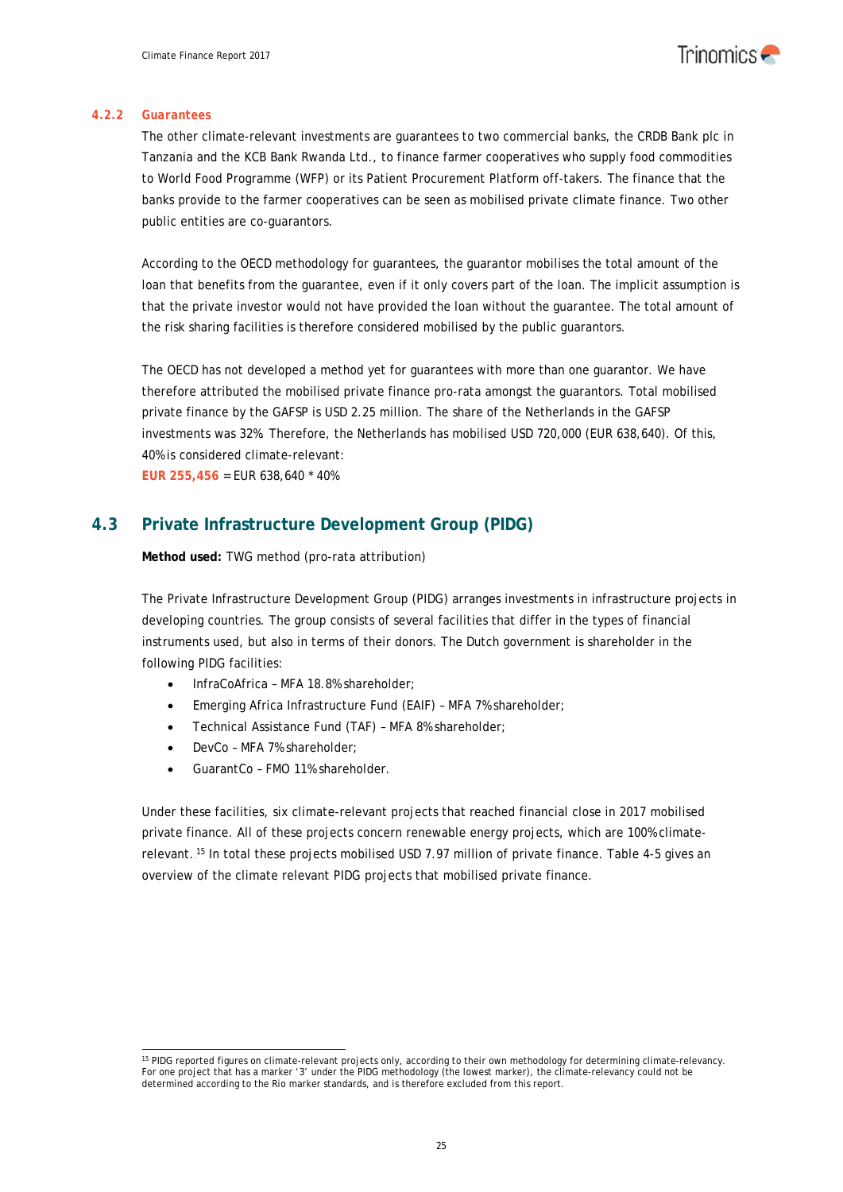#### 4.2.2 Guarantees

The other climate-relevant investments are guarantees to two commercial banks, the CRDB Bank plc in Tanzania and the KCB Bank Rwanda Ltd., to finance farmer cooperatives who supply food commodities to World Food Programme (WFP) or its Patient Procurement Platform off-takers. The finance that the banks provide to the farmer cooperatives can be seen as mobilised private climate finance. Two other public entities are co-guarantors.

According to the OECD methodology for guarantees, the guarantor mobilises the total amount of the loan that benefits from the guarantee, even if it only covers part of the loan. The implicit assumption is that the private investor would not have provided the loan without the guarantee. The total amount of the risk sharing facilities is therefore considered mobilised by the public guarantors.

The OECD has not developed a method yet for guarantees with more than one guarantor. We have therefore attributed the mobilised private finance pro-rata amongst the guarantors. Total mobilised private finance by the GAFSP is USD 2.25 million. The share of the Netherlands in the GAFSP investments was 32%. Therefore, the Netherlands has mobilised USD 720,000 (EUR 638,640). Of this, 40% is considered climate-relevant:
**EUR 255,456** = EUR 638,640 * 40%

## 4.3 Private Infrastructure Development Group (PIDG)

**Method used:** TWG method (pro-rata attribution)

The Private Infrastructure Development Group (PIDG) arranges investments in infrastructure projects in developing countries. The group consists of several facilities that differ in the types of financial instruments used, but also in terms of their donors. The Dutch government is shareholder in the following PIDG facilities:

- InfraCoAfrica – MFA 18.8% shareholder;
- Emerging Africa Infrastructure Fund (EAIF) – MFA 7% shareholder;
- Technical Assistance Fund (TAF) – MFA 8% shareholder;
- DevCo – MFA 7% shareholder;
- GuarantCo – FMO 11% shareholder.

Under these facilities, six climate-relevant projects that reached financial close in 2017 mobilised private finance. All of these projects concern renewable energy projects, which are 100% climate-relevant.[15] In total these projects mobilised USD 7.97 million of private finance. Table 4-5 gives an overview of the climate relevant PIDG projects that mobilised private finance.

[15] PIDG reported figures on climate-relevant projects only, according to their own methodology for determining climate-relevancy. For one project that has a marker '3' under the PIDG methodology (the lowest marker), the climate-relevancy could not be determined according to the Rio marker standards, and is therefore excluded from this report.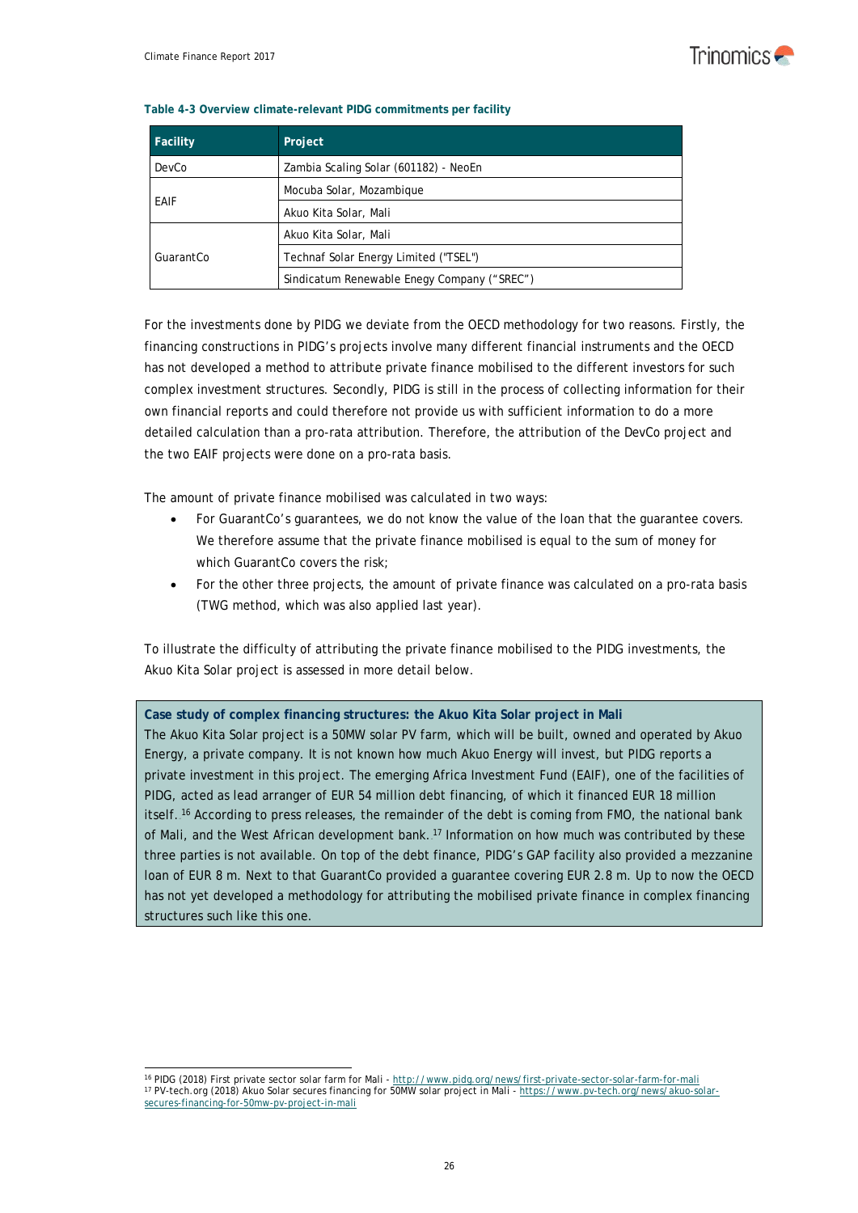**Table 4-3 Overview climate-relevant PIDG commitments per facility**

| Facility | Project |
| --- | --- |
| DevCo | Zambia Scaling Solar (601182) - NeoEn |
| EAIF | Mocuba Solar, Mozambique |
| | Akuo Kita Solar, Mali |
| GuarantCo | Akuo Kita Solar, Mali |
| | Technaf Solar Energy Limited ("TSEL") |
| | Sindicatum Renewable Enegy Company ("SREC") |

For the investments done by PIDG we deviate from the OECD methodology for two reasons. Firstly, the financing constructions in PIDG's projects involve many different financial instruments and the OECD has not developed a method to attribute private finance mobilised to the different investors for such complex investment structures. Secondly, PIDG is still in the process of collecting information for their own financial reports and could therefore not provide us with sufficient information to do a more detailed calculation than a pro-rata attribution. Therefore, the attribution of the DevCo project and the two EAIF projects were done on a pro-rata basis.

The amount of private finance mobilised was calculated in two ways:

- For GuarantCo's guarantees, we do not know the value of the loan that the guarantee covers. We therefore assume that the private finance mobilised is equal to the sum of money for which GuarantCo covers the risk;
- For the other three projects, the amount of private finance was calculated on a pro-rata basis (TWG method, which was also applied last year).

To illustrate the difficulty of attributing the private finance mobilised to the PIDG investments, the Akuo Kita Solar project is assessed in more detail below.

**Case study of complex financing structures: the Akuo Kita Solar project in Mali**

The Akuo Kita Solar project is a 50MW solar PV farm, which will be built, owned and operated by Akuo Energy, a private company. It is not known how much Akuo Energy will invest, but PIDG reports a private investment in this project. The emerging Africa Investment Fund (EAIF), one of the facilities of PIDG, acted as lead arranger of EUR 54 million debt financing, of which it financed EUR 18 million itself.[16] According to press releases, the remainder of the debt is coming from FMO, the national bank of Mali, and the West African development bank.[17] Information on how much was contributed by these three parties is not available. On top of the debt finance, PIDG's GAP facility also provided a mezzanine loan of EUR 8 m. Next to that GuarantCo provided a guarantee covering EUR 2.8 m. Up to now the OECD has not yet developed a methodology for attributing the mobilised private finance in complex financing structures such like this one.

---

[16] PIDG (2018) First private sector solar farm for Mali - http://www.pidg.org/news/first-private-sector-solar-farm-for-mali

[17] PV-tech.org (2018) Akuo Solar secures financing for 50MW solar project in Mali - https://www.pv-tech.org/news/akuo-solar-secures-financing-for-50mw-pv-project-in-mali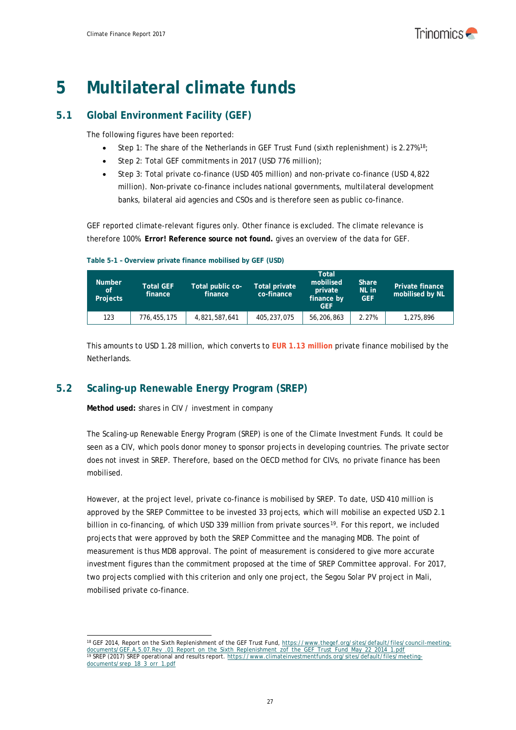# 5 Multilateral climate funds

## 5.1 Global Environment Facility (GEF)

The following figures have been reported:

- Step 1: The share of the Netherlands in GEF Trust Fund (sixth replenishment) is 2.27%[18];
- Step 2: Total GEF commitments in 2017 (USD 776 million);
- Step 3: Total private co-finance (USD 405 million) and non-private co-finance (USD 4,822 million). Non-private co-finance includes national governments, multilateral development banks, bilateral aid agencies and CSOs and is therefore seen as public co-finance.

GEF reported climate-relevant figures only. Other finance is excluded. The climate relevance is therefore 100%. **Error! Reference source not found.** gives an overview of the data for GEF.

**Table 5-1 – Overview private finance mobilised by GEF (USD)**

| Number of Projects | Total GEF finance | Total public co-finance | Total private co-finance | Total mobilised private finance by GEF | Share NL in GEF | Private finance mobilised by NL |
|---|---|---|---|---|---|---|
| 123 | 776,455,175 | 4,821,587,641 | 405,237,075 | 56,206,863 | 2.27% | 1,275,896 |

This amounts to USD 1.28 million, which converts to **EUR 1.13 million** private finance mobilised by the Netherlands.

## 5.2 Scaling-up Renewable Energy Program (SREP)

**Method used:** shares in CIV / investment in company

The Scaling-up Renewable Energy Program (SREP) is one of the Climate Investment Funds. It could be seen as a CIV, which pools donor money to sponsor projects in developing countries. The private sector does not invest in SREP. Therefore, based on the OECD method for CIVs, no private finance has been mobilised.

However, at the project level, private co-finance is mobilised by SREP. To date, USD 410 million is approved by the SREP Committee to be invested 33 projects, which will mobilise an expected USD 2.1 billion in co-financing, of which USD 339 million from private sources[19]. For this report, we included projects that were approved by both the SREP Committee and the managing MDB. The point of measurement is thus MDB approval. The point of measurement is considered to give more accurate investment figures than the commitment proposed at the time of SREP Committee approval. For 2017, two projects complied with this criterion and only one project, the Segou Solar PV project in Mali, mobilised private co-finance.

---

[18] GEF 2014, Report on the Sixth Replenishment of the GEF Trust Fund, https://www.thegef.org/sites/default/files/council-meeting-documents/GEF.A.5.07.Rev_.01_Report_on_the_Sixth_Replenishment_zof_the_GEF_Trust_Fund_May_22_2014_1.pdf

[19] SREP (2017) SREP operational and results report. https://www.climateinvestmentfunds.org/sites/default/files/meeting-documents/srep_18_3_orr_1.pdf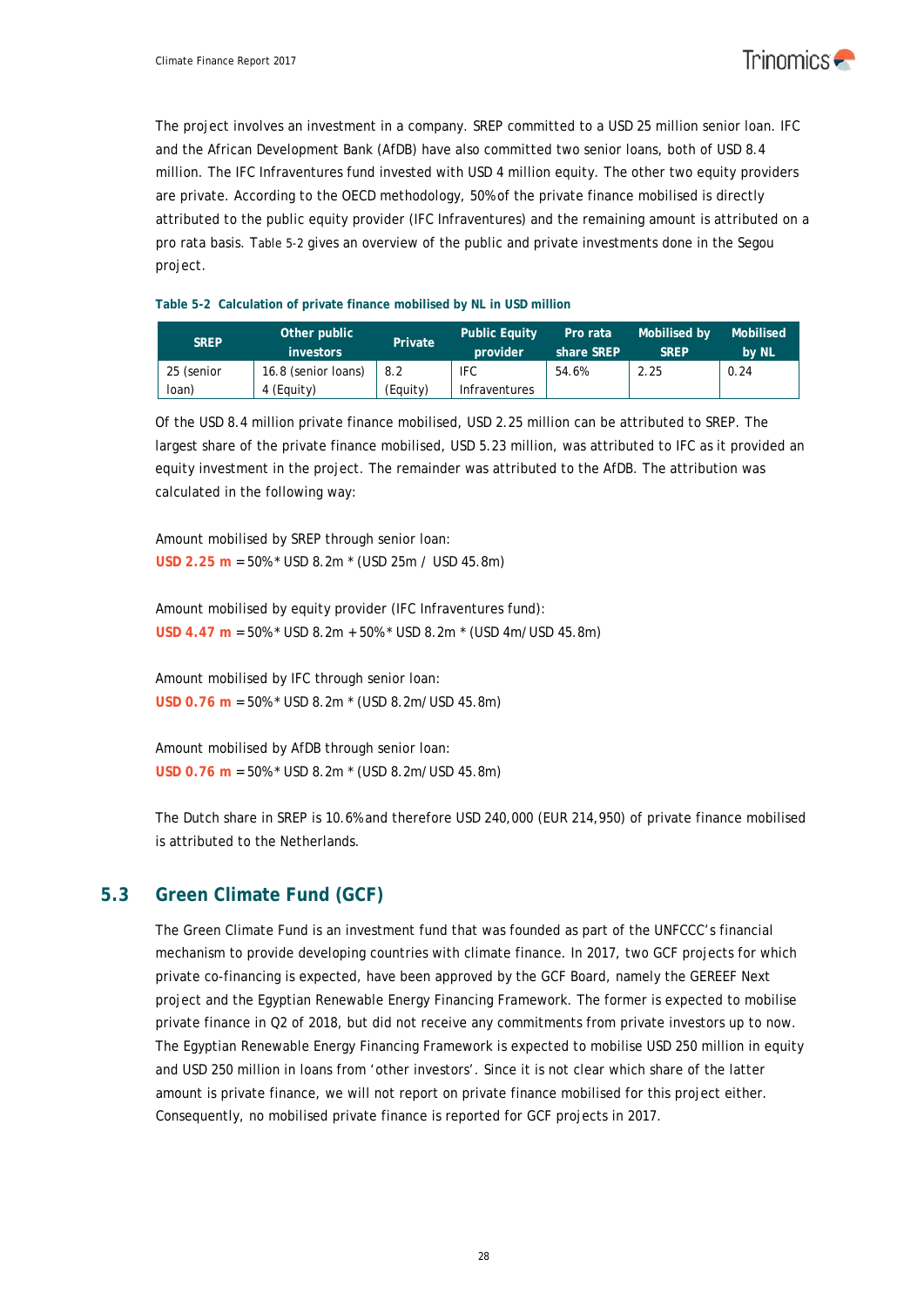The project involves an investment in a company. SREP committed to a USD 25 million senior loan. IFC and the African Development Bank (AfDB) have also committed two senior loans, both of USD 8.4 million. The IFC Infraventures fund invested with USD 4 million equity. The other two equity providers are private. According to the OECD methodology, 50% of the private finance mobilised is directly attributed to the public equity provider (IFC Infraventures) and the remaining amount is attributed on a pro rata basis. Table 5-2 gives an overview of the public and private investments done in the Segou project.

**Table 5-2 Calculation of private finance mobilised by NL in USD million**

| SREP | Other public investors | Private | Public Equity provider | Pro rata share SREP | Mobilised by SREP | Mobilised by NL |
|---|---|---|---|---|---|---|
| 25 (senior loan) | 16.8 (senior loans) 4 (Equity) | 8.2 (Equity) | IFC Infraventures | 54.6% | 2.25 | 0.24 |

Of the USD 8.4 million private finance mobilised, USD 2.25 million can be attributed to SREP. The largest share of the private finance mobilised, USD 5.23 million, was attributed to IFC as it provided an equity investment in the project. The remainder was attributed to the AfDB. The attribution was calculated in the following way:

Amount mobilised by SREP through senior loan:
**USD 2.25 m** = 50% * USD 8.2m * (USD 25m / USD 45.8m)

Amount mobilised by equity provider (IFC Infraventures fund):
**USD 4.47 m** = 50% * USD 8.2m + 50% * USD 8.2m * (USD 4m/ USD 45.8m)

Amount mobilised by IFC through senior loan:
**USD 0.76 m** = 50% * USD 8.2m * (USD 8.2m/ USD 45.8m)

Amount mobilised by AfDB through senior loan:
**USD 0.76 m** = 50% * USD 8.2m * (USD 8.2m/ USD 45.8m)

The Dutch share in SREP is 10.6% and therefore USD 240,000 (EUR 214,950) of private finance mobilised is attributed to the Netherlands.

## 5.3 Green Climate Fund (GCF)

The Green Climate Fund is an investment fund that was founded as part of the UNFCCC's financial mechanism to provide developing countries with climate finance. In 2017, two GCF projects for which private co-financing is expected, have been approved by the GCF Board, namely the GEREEF Next project and the Egyptian Renewable Energy Financing Framework. The former is expected to mobilise private finance in Q2 of 2018, but did not receive any commitments from private investors up to now. The Egyptian Renewable Energy Financing Framework is expected to mobilise USD 250 million in equity and USD 250 million in loans from 'other investors'. Since it is not clear which share of the latter amount is private finance, we will not report on private finance mobilised for this project either. Consequently, no mobilised private finance is reported for GCF projects in 2017.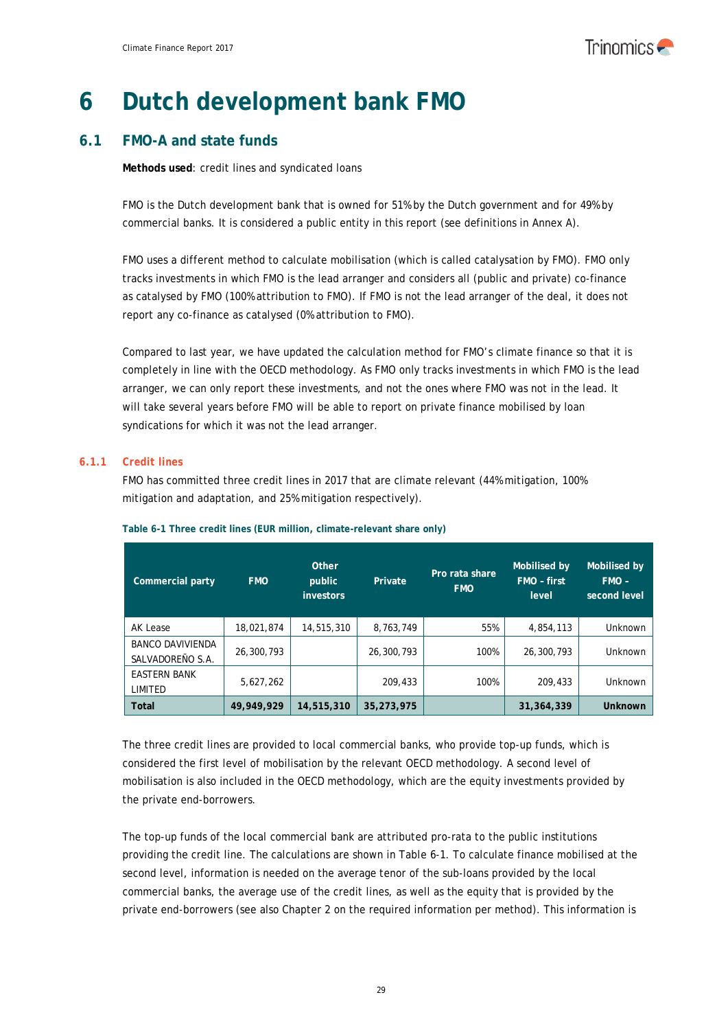# 6 Dutch development bank FMO

## 6.1 FMO-A and state funds

**Methods used**: credit lines and syndicated loans

FMO is the Dutch development bank that is owned for 51% by the Dutch government and for 49% by commercial banks. It is considered a public entity in this report (see definitions in Annex A).

FMO uses a different method to calculate mobilisation (which is called catalysation by FMO). FMO only tracks investments in which FMO is the lead arranger and considers all (public and private) co-finance as catalysed by FMO (100% attribution to FMO). If FMO is not the lead arranger of the deal, it does not report any co-finance as catalysed (0% attribution to FMO).

Compared to last year, we have updated the calculation method for FMO's climate finance so that it is completely in line with the OECD methodology. As FMO only tracks investments in which FMO is the lead arranger, we can only report these investments, and not the ones where FMO was not in the lead. It will take several years before FMO will be able to report on private finance mobilised by loan syndications for which it was not the lead arranger.

### 6.1.1 Credit lines

FMO has committed three credit lines in 2017 that are climate relevant (44% mitigation, 100% mitigation and adaptation, and 25% mitigation respectively).

**Table 6-1 Three credit lines (EUR million, climate-relevant share only)**

| Commercial party | FMO | Other public investors | Private | Pro rata share FMO | Mobilised by FMO - first level | Mobilised by FMO – second level |
|---|---|---|---|---|---|---|
| AK Lease | 18,021,874 | 14,515,310 | 8,763,749 | 55% | 4,854,113 | Unknown |
| BANCO DAVIVIENDA SALVADOREÑO S.A. | 26,300,793 | | 26,300,793 | 100% | 26,300,793 | Unknown |
| EASTERN BANK LIMITED | 5,627,262 | | 209,433 | 100% | 209,433 | Unknown |
| **Total** | **49,949,929** | **14,515,310** | **35,273,975** | | **31,364,339** | **Unknown** |

The three credit lines are provided to local commercial banks, who provide top-up funds, which is considered the first level of mobilisation by the relevant OECD methodology. A second level of mobilisation is also included in the OECD methodology, which are the equity investments provided by the private end-borrowers.

The top-up funds of the local commercial bank are attributed pro-rata to the public institutions providing the credit line. The calculations are shown in Table 6-1. To calculate finance mobilised at the second level, information is needed on the average tenor of the sub-loans provided by the local commercial banks, the average use of the credit lines, as well as the equity that is provided by the private end-borrowers (see also Chapter 2 on the required information per method). This information is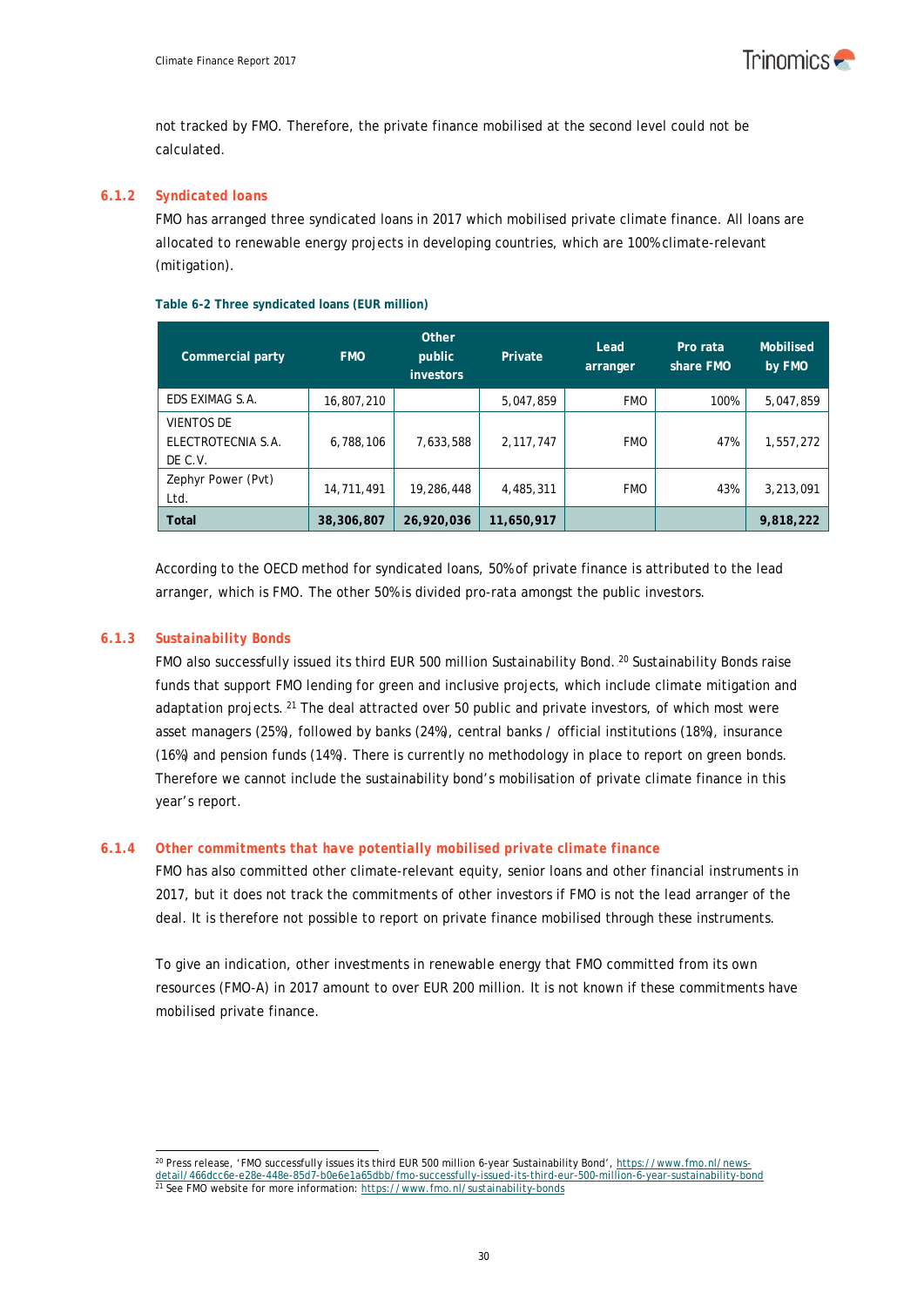not tracked by FMO. Therefore, the private finance mobilised at the second level could not be calculated.

### 6.1.2 Syndicated loans

FMO has arranged three syndicated loans in 2017 which mobilised private climate finance. All loans are allocated to renewable energy projects in developing countries, which are 100% climate-relevant (mitigation).

**Table 6-2 Three syndicated loans (EUR million)**

| Commercial party | FMO | Other public investors | Private | Lead arranger | Pro rata share FMO | Mobilised by FMO |
|---|---|---|---|---|---|---|
| EDS EXIMAG S.A. | 16,807,210 | | 5,047,859 | FMO | 100% | 5,047,859 |
| VIENTOS DE ELECTROTECNIA S.A. DE C.V. | 6,788,106 | 7,633,588 | 2,117,747 | FMO | 47% | 1,557,272 |
| Zephyr Power (Pvt) Ltd. | 14,711,491 | 19,286,448 | 4,485,311 | FMO | 43% | 3,213,091 |
| **Total** | **38,306,807** | **26,920,036** | **11,650,917** | | | **9,818,222** |

According to the OECD method for syndicated loans, 50% of private finance is attributed to the lead arranger, which is FMO. The other 50% is divided pro-rata amongst the public investors.

### 6.1.3 Sustainability Bonds

FMO also successfully issued its third EUR 500 million Sustainability Bond.[20] Sustainability Bonds raise funds that support FMO lending for green and inclusive projects, which include climate mitigation and adaptation projects.[21] The deal attracted over 50 public and private investors, of which most were asset managers (25%), followed by banks (24%), central banks / official institutions (18%), insurance (16%) and pension funds (14%). There is currently no methodology in place to report on green bonds. Therefore we cannot include the sustainability bond's mobilisation of private climate finance in this year's report.

### 6.1.4 Other commitments that have potentially mobilised private climate finance

FMO has also committed other climate-relevant equity, senior loans and other financial instruments in 2017, but it does not track the commitments of other investors if FMO is not the lead arranger of the deal. It is therefore not possible to report on private finance mobilised through these instruments.

To give an indication, other investments in renewable energy that FMO committed from its own resources (FMO-A) in 2017 amount to over EUR 200 million. It is not known if these commitments have mobilised private finance.

---

[20] Press release, 'FMO successfully issues its third EUR 500 million 6-year Sustainability Bond', https://www.fmo.nl/news-detail/466dcc6e-e28e-448e-85d7-b0e6e1a65dbb/fmo-successfully-issued-its-third-eur-500-million-6-year-sustainability-bond

[21] See FMO website for more information: https://www.fmo.nl/sustainability-bonds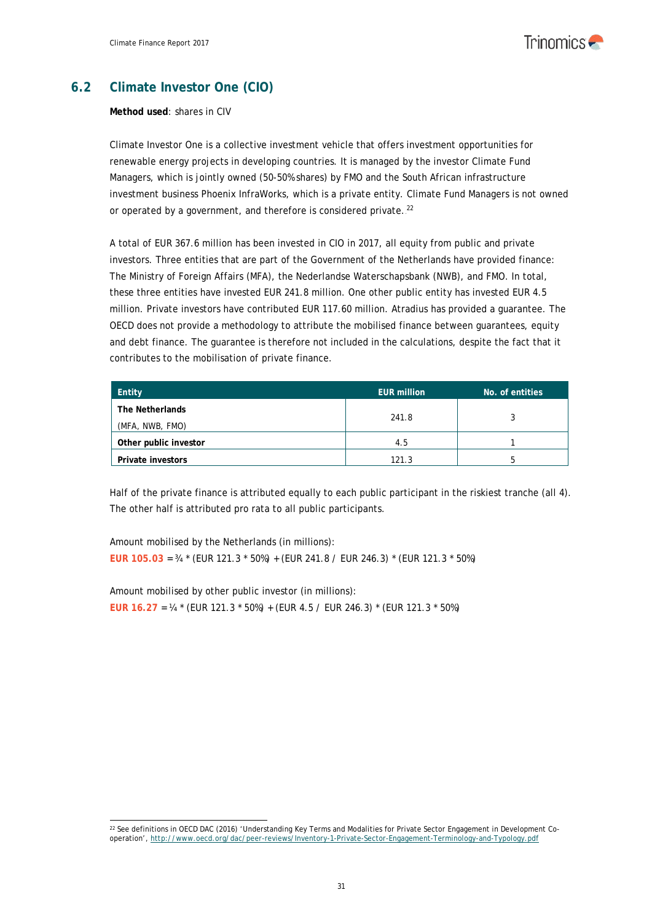## 6.2 Climate Investor One (CIO)

**Method used**: shares in CIV

Climate Investor One is a collective investment vehicle that offers investment opportunities for renewable energy projects in developing countries. It is managed by the investor Climate Fund Managers, which is jointly owned (50-50% shares) by FMO and the South African infrastructure investment business Phoenix InfraWorks, which is a private entity. Climate Fund Managers is not owned or operated by a government, and therefore is considered private.[22]

A total of EUR 367.6 million has been invested in CIO in 2017, all equity from public and private investors. Three entities that are part of the Government of the Netherlands have provided finance: The Ministry of Foreign Affairs (MFA), the Nederlandse Waterschapsbank (NWB), and FMO. In total, these three entities have invested EUR 241.8 million. One other public entity has invested EUR 4.5 million. Private investors have contributed EUR 117.60 million. Atradius has provided a guarantee. The OECD does not provide a methodology to attribute the mobilised finance between guarantees, equity and debt finance. The guarantee is therefore not included in the calculations, despite the fact that it contributes to the mobilisation of private finance.

| Entity | EUR million | No. of entities |
|---|---|---|
| **The Netherlands** (MFA, NWB, FMO) | 241.8 | 3 |
| **Other public investor** | 4.5 | 1 |
| **Private investors** | 121.3 | 5 |

Half of the private finance is attributed equally to each public participant in the riskiest tranche (all 4). The other half is attributed pro rata to all public participants.

Amount mobilised by the Netherlands (in millions):
**EUR 105.03** = ¾ * (EUR 121.3 * 50%) + (EUR 241.8 / EUR 246.3) * (EUR 121.3 * 50%)

Amount mobilised by other public investor (in millions):
**EUR 16.27** = ¼ * (EUR 121.3 * 50%) + (EUR 4.5 / EUR 246.3) * (EUR 121.3 * 50%)

---

[22] See definitions in OECD DAC (2016) 'Understanding Key Terms and Modalities for Private Sector Engagement in Development Co-operation', http://www.oecd.org/dac/peer-reviews/Inventory-1-Private-Sector-Engagement-Terminology-and-Typology.pdf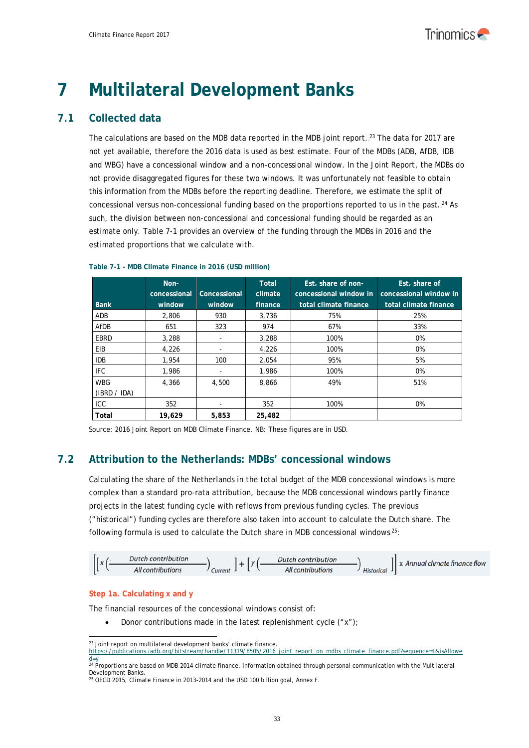# 7 Multilateral Development Banks

## 7.1 Collected data

The calculations are based on the MDB data reported in the MDB joint report. [23] The data for 2017 are not yet available, therefore the 2016 data is used as best estimate. Four of the MDBs (ADB, AfDB, IDB and WBG) have a concessional window and a non-concessional window. In the Joint Report, the MDBs do not provide disaggregated figures for these two windows. It was unfortunately not feasible to obtain this information from the MDBs before the reporting deadline. Therefore, we estimate the split of concessional versus non-concessional funding based on the proportions reported to us in the past. [24] As such, the division between non-concessional and concessional funding should be regarded as an estimate only. Table 7-1 provides an overview of the funding through the MDBs in 2016 and the estimated proportions that we calculate with.

**Table 7-1 - MDB Climate Finance in 2016 (USD million)**

| Bank | Non-concessional window | Concessional window | Total climate finance | Est. share of non-concessional window in total climate finance | Est. share of concessional window in total climate finance |
|---|---|---|---|---|---|
| ADB | 2,806 | 930 | 3,736 | 75% | 25% |
| AfDB | 651 | 323 | 974 | 67% | 33% |
| EBRD | 3,288 | - | 3,288 | 100% | 0% |
| EIB | 4,226 | - | 4,226 | 100% | 0% |
| IDB | 1,954 | 100 | 2,054 | 95% | 5% |
| IFC | 1,986 | - | 1,986 | 100% | 0% |
| WBG (IBRD / IDA) | 4,366 | 4,500 | 8,866 | 49% | 51% |
| ICC | 352 | - | 352 | 100% | 0% |
| **Total** | **19,629** | **5,853** | **25,482** | | |

Source: 2016 Joint Report on MDB Climate Finance. NB: These figures are in USD.

## 7.2 Attribution to the Netherlands: MDBs' concessional windows

Calculating the share of the Netherlands in the total budget of the MDB concessional windows is more complex than a standard pro-rata attribution, because the MDB concessional windows partly finance projects in the latest funding cycle with reflows from previous funding cycles. The previous ("historical") funding cycles are therefore also taken into account to calculate the Dutch share. The following formula is used to calculate the Dutch share in MDB concessional windows[25]:

$$\left[\left[x\left(\frac{\text{Dutch contribution}}{\text{All contributions}}\right)_{Current}\right]+\left[y\left(\frac{\text{Dutch contribution}}{\text{All contributions}}\right)_{Historical}\right]\right] \times \text{Annual climate finance flow}$$

#### Step 1a. Calculating x and y

The financial resources of the concessional windows consist of:

- Donor contributions made in the latest replenishment cycle ("x");

---

[23] Joint report on multilateral development banks' climate finance. https://publications.iadb.org/bitstream/handle/11319/8505/2016_joint_report_on_mdbs_climate_finance.pdf?sequence=1&isAllowed=y

[24] Proportions are based on MDB 2014 climate finance, information obtained through personal communication with the Multilateral Development Banks.

[25] OECD 2015, Climate Finance in 2013-2014 and the USD 100 billion goal, Annex F.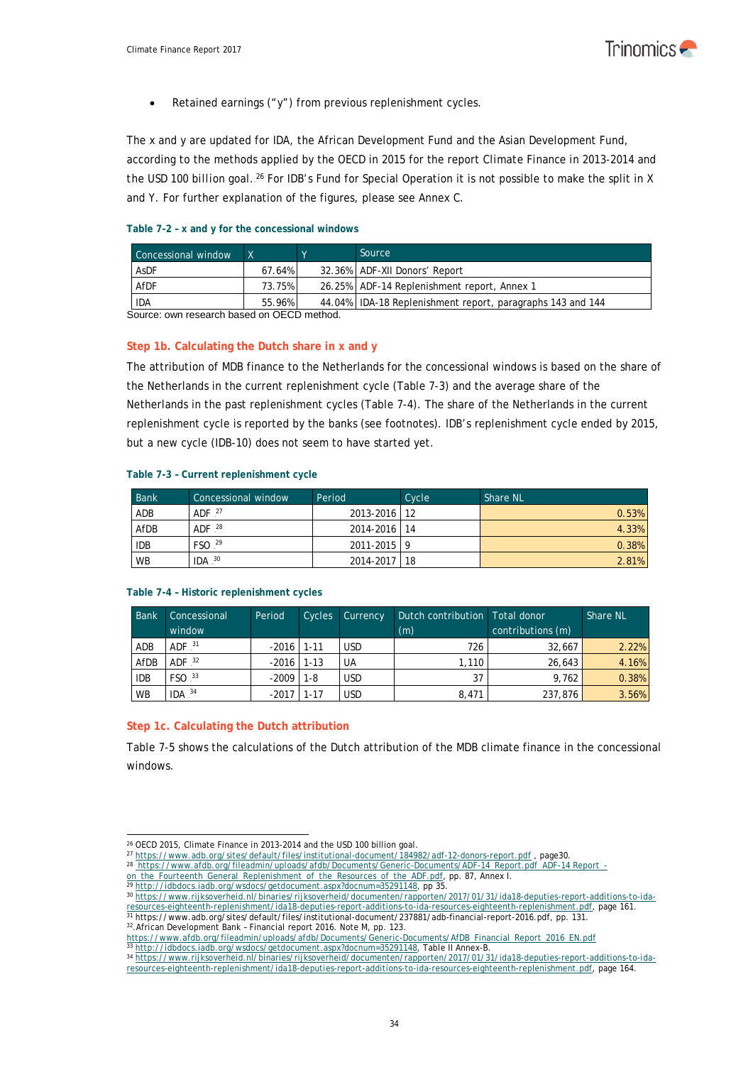- Retained earnings ("y") from previous replenishment cycles.

The x and y are updated for IDA, the African Development Fund and the Asian Development Fund, according to the methods applied by the OECD in 2015 for the report Climate Finance in 2013-2014 and the USD 100 billion goal.[26] For IDB's Fund for Special Operation it is not possible to make the split in X and Y. For further explanation of the figures, please see Annex C.

**Table 7-2 – x and y for the concessional windows**

| Concessional window | X | Y | Source |
|---|---|---|---|
| AsDF | 67.64% | 32.36% | ADF-XII Donors' Report |
| AfDF | 73.75% | 26.25% | ADF-14 Replenishment report, Annex 1 |
| IDA | 55.96% | 44.04% | IDA-18 Replenishment report, paragraphs 143 and 144 |

Source: own research based on OECD method.

### Step 1b. Calculating the Dutch share in x and y

The attribution of MDB finance to the Netherlands for the concessional windows is based on the share of the Netherlands in the current replenishment cycle (Table 7-3) and the average share of the Netherlands in the past replenishment cycles (Table 7-4). The share of the Netherlands in the current replenishment cycle is reported by the banks (see footnotes). IDB's replenishment cycle ended by 2015, but a new cycle (IDB-10) does not seem to have started yet.

**Table 7-3 – Current replenishment cycle**

| Bank | Concessional window | Period | Cycle | Share NL |
|---|---|---|---|---|
| ADB | ADF [27] | 2013-2016 | 12 | 0.53% |
| AfDB | ADF [28] | 2014-2016 | 14 | 4.33% |
| IDB | FSO [29] | 2011-2015 | 9 | 0.38% |
| WB | IDA [30] | 2014-2017 | 18 | 2.81% |

**Table 7-4 – Historic replenishment cycles**

| Bank | Concessional window | Period | Cycles | Currency | Dutch contribution (m) | Total donor contributions (m) | Share NL |
|---|---|---|---|---|---|---|---|
| ADB | ADF [31] | -2016 | 1-11 | USD | 726 | 32,667 | 2.22% |
| AfDB | ADF [32] | -2016 | 1-13 | UA | 1,110 | 26,643 | 4.16% |
| IDB | FSO [33] | -2009 | 1-8 | USD | 37 | 9,762 | 0.38% |
| WB | IDA [34] | -2017 | 1-17 | USD | 8,471 | 237,876 | 3.56% |

### Step 1c. Calculating the Dutch attribution

Table 7-5 shows the calculations of the Dutch attribution of the MDB climate finance in the concessional windows.

---

[26] OECD 2015, Climate Finance in 2013-2014 and the USD 100 billion goal.

[27] https://www.adb.org/sites/default/files/institutional-document/184982/adf-12-donors-report.pdf , page30.

[28] https://www.afdb.org/fileadmin/uploads/afdb/Documents/Generic-Documents/ADF-14_Report.pdf ADF-14 Report - on the Fourteenth General Replenishment of the Resources of the ADF.pdf, pp. 87, Annex I.

[29] http://idbdocs.iadb.org/wsdocs/getdocument.aspx?docnum=35291148, pp 35.

[30] https://www.rijksoverheid.nl/binaries/rijksoverheid/documenten/rapporten/2017/01/31/ida18-deputies-report-additions-to-ida-resources-eighteenth-replenishment/ida18-deputies-report-additions-to-ida-resources-eighteenth-replenishment.pdf, page 161.

[31] https://www.adb.org/sites/default/files/institutional-document/237881/adb-financial-report-2016.pdf, pp. 131.

[32] African Development Bank – Financial report 2016. Note M, pp. 123. https://www.afdb.org/fileadmin/uploads/afdb/Documents/Generic-Documents/AfDB_Financial_Report_2016_EN.pdf

[33] http://idbdocs.iadb.org/wsdocs/getdocument.aspx?docnum=35291148, Table II Annex-B.

[34] https://www.rijksoverheid.nl/binaries/rijksoverheid/documenten/rapporten/2017/01/31/ida18-deputies-report-additions-to-ida-resources-eighteenth-replenishment/ida18-deputies-report-additions-to-ida-resources-eighteenth-replenishment.pdf, page 164.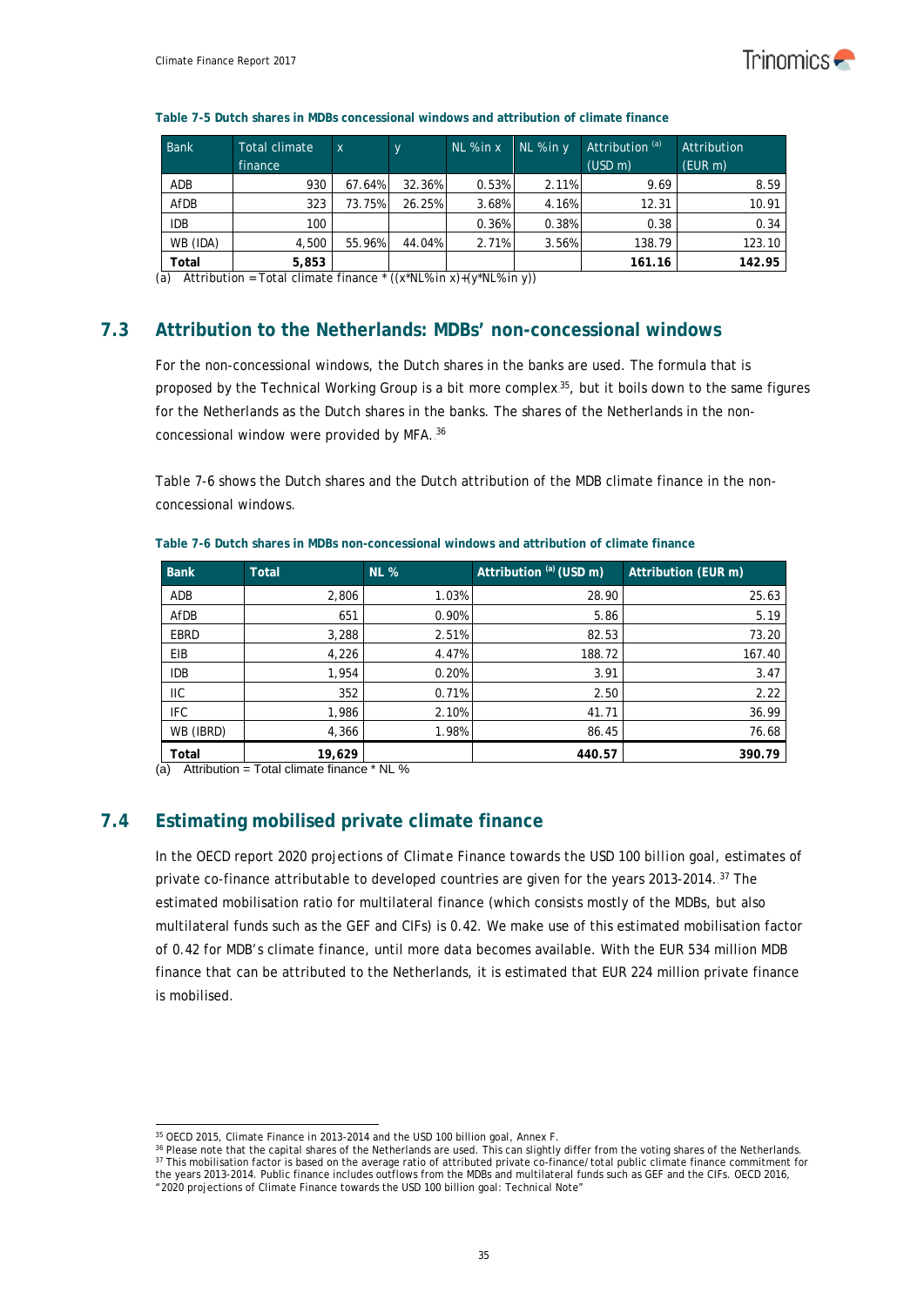**Table 7-5 Dutch shares in MDBs concessional windows and attribution of climate finance**

| Bank | Total climate finance | x | y | NL %in x | NL %in y | Attribution [(a)] (USD m) | Attribution (EUR m) |
|---|---|---|---|---|---|---|---|
| ADB | 930 | 67.64% | 32.36% | 0.53% | 2.11% | 9.69 | 8.59 |
| AfDB | 323 | 73.75% | 26.25% | 3.68% | 4.16% | 12.31 | 10.91 |
| IDB | 100 | | | 0.36% | 0.38% | 0.38 | 0.34 |
| WB (IDA) | 4,500 | 55.96% | 44.04% | 2.71% | 3.56% | 138.79 | 123.10 |
| **Total** | **5,853** | | | | | **161.16** | **142.95** |

(a) Attribution = Total climate finance * ((x*NL%in x)+(y*NL%in y))

## 7.3 Attribution to the Netherlands: MDBs' non-concessional windows

For the non-concessional windows, the Dutch shares in the banks are used. The formula that is proposed by the Technical Working Group is a bit more complex[35], but it boils down to the same figures for the Netherlands as the Dutch shares in the banks. The shares of the Netherlands in the non-concessional window were provided by MFA.[36]

Table 7-6 shows the Dutch shares and the Dutch attribution of the MDB climate finance in the non-concessional windows.

**Table 7-6 Dutch shares in MDBs non-concessional windows and attribution of climate finance**

| Bank | Total | NL % | Attribution [(a)] (USD m) | Attribution (EUR m) |
|---|---|---|---|---|
| ADB | 2,806 | 1.03% | 28.90 | 25.63 |
| AfDB | 651 | 0.90% | 5.86 | 5.19 |
| EBRD | 3,288 | 2.51% | 82.53 | 73.20 |
| EIB | 4,226 | 4.47% | 188.72 | 167.40 |
| IDB | 1,954 | 0.20% | 3.91 | 3.47 |
| IIC | 352 | 0.71% | 2.50 | 2.22 |
| IFC | 1,986 | 2.10% | 41.71 | 36.99 |
| WB (IBRD) | 4,366 | 1.98% | 86.45 | 76.68 |
| **Total** | **19,629** | | **440.57** | **390.79** |

(a) Attribution = Total climate finance * NL %

## 7.4 Estimating mobilised private climate finance

In the OECD report 2020 projections of Climate Finance towards the USD 100 billion goal, estimates of private co-finance attributable to developed countries are given for the years 2013-2014.[37] The estimated mobilisation ratio for multilateral finance (which consists mostly of the MDBs, but also multilateral funds such as the GEF and CIFs) is 0.42. We make use of this estimated mobilisation factor of 0.42 for MDB's climate finance, until more data becomes available. With the EUR 534 million MDB finance that can be attributed to the Netherlands, it is estimated that EUR 224 million private finance is mobilised.

[35] OECD 2015, Climate Finance in 2013-2014 and the USD 100 billion goal, Annex F.

[36] Please note that the capital shares of the Netherlands are used. This can slightly differ from the voting shares of the Netherlands.

[37] This mobilisation factor is based on the average ratio of attributed private co-finance/total public climate finance commitment for the years 2013-2014. Public finance includes outflows from the MDBs and multilateral funds such as GEF and the CIFs. OECD 2016, "2020 projections of Climate Finance towards the USD 100 billion goal: Technical Note"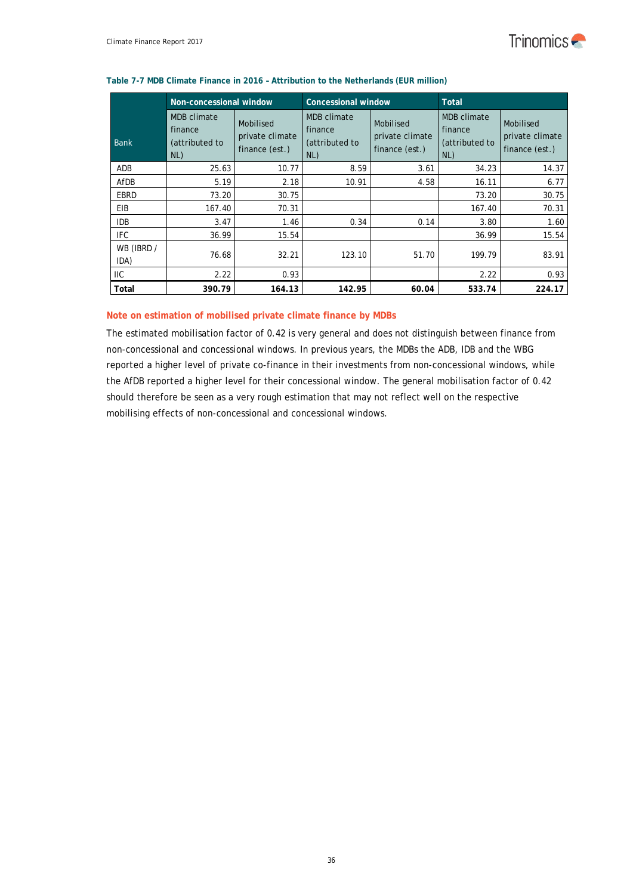**Table 7-7 MDB Climate Finance in 2016 – Attribution to the Netherlands (EUR million)**

| Bank | Non-concessional window | | Concessional window | | Total | |
|---|---|---|---|---|---|---|
| | MDB climate finance (attributed to NL) | Mobilised private climate finance (est.) | MDB climate finance (attributed to NL) | Mobilised private climate finance (est.) | MDB climate finance (attributed to NL) | Mobilised private climate finance (est.) |
| ADB | 25.63 | 10.77 | 8.59 | 3.61 | 34.23 | 14.37 |
| AfDB | 5.19 | 2.18 | 10.91 | 4.58 | 16.11 | 6.77 |
| EBRD | 73.20 | 30.75 | | | 73.20 | 30.75 |
| EIB | 167.40 | 70.31 | | | 167.40 | 70.31 |
| IDB | 3.47 | 1.46 | 0.34 | 0.14 | 3.80 | 1.60 |
| IFC | 36.99 | 15.54 | | | 36.99 | 15.54 |
| WB (IBRD / IDA) | 76.68 | 32.21 | 123.10 | 51.70 | 199.79 | 83.91 |
| IIC | 2.22 | 0.93 | | | 2.22 | 0.93 |
| **Total** | **390.79** | **164.13** | **142.95** | **60.04** | **533.74** | **224.17** |

### Note on estimation of mobilised private climate finance by MDBs

The estimated mobilisation factor of 0.42 is very general and does not distinguish between finance from non-concessional and concessional windows. In previous years, the MDBs the ADB, IDB and the WBG reported a higher level of private co-finance in their investments from non-concessional windows, while the AfDB reported a higher level for their concessional window. The general mobilisation factor of 0.42 should therefore be seen as a very rough estimation that may not reflect well on the respective mobilising effects of non-concessional and concessional windows.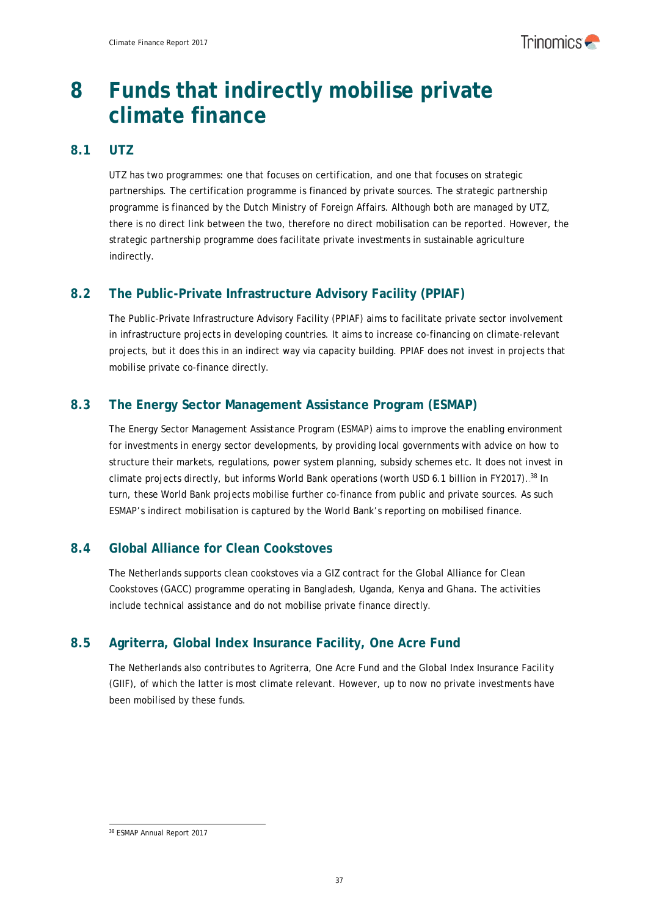# 8 Funds that indirectly mobilise private climate finance

## 8.1 UTZ

UTZ has two programmes: one that focuses on certification, and one that focuses on strategic partnerships. The certification programme is financed by private sources. The strategic partnership programme is financed by the Dutch Ministry of Foreign Affairs. Although both are managed by UTZ, there is no direct link between the two, therefore no direct mobilisation can be reported. However, the strategic partnership programme does facilitate private investments in sustainable agriculture indirectly.

## 8.2 The Public-Private Infrastructure Advisory Facility (PPIAF)

The Public-Private Infrastructure Advisory Facility (PPIAF) aims to facilitate private sector involvement in infrastructure projects in developing countries. It aims to increase co-financing on climate-relevant projects, but it does this in an indirect way via capacity building. PPIAF does not invest in projects that mobilise private co-finance directly.

## 8.3 The Energy Sector Management Assistance Program (ESMAP)

The Energy Sector Management Assistance Program (ESMAP) aims to improve the enabling environment for investments in energy sector developments, by providing local governments with advice on how to structure their markets, regulations, power system planning, subsidy schemes etc. It does not invest in climate projects directly, but informs World Bank operations (worth USD 6.1 billion in FY2017).[38] In turn, these World Bank projects mobilise further co-finance from public and private sources. As such ESMAP's indirect mobilisation is captured by the World Bank's reporting on mobilised finance.

## 8.4 Global Alliance for Clean Cookstoves

The Netherlands supports clean cookstoves via a GIZ contract for the Global Alliance for Clean Cookstoves (GACC) programme operating in Bangladesh, Uganda, Kenya and Ghana. The activities include technical assistance and do not mobilise private finance directly.

## 8.5 Agriterra, Global Index Insurance Facility, One Acre Fund

The Netherlands also contributes to Agriterra, One Acre Fund and the Global Index Insurance Facility (GIIF), of which the latter is most climate relevant. However, up to now no private investments have been mobilised by these funds.

---

[38] ESMAP Annual Report 2017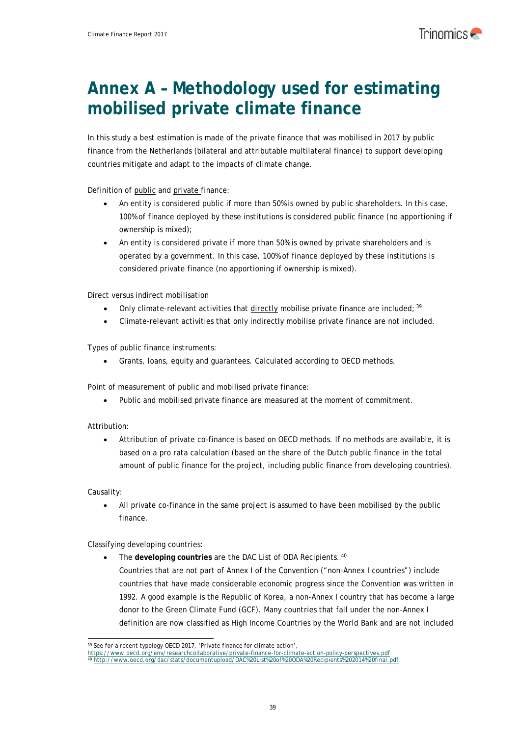# Annex A – Methodology used for estimating mobilised private climate finance

In this study a best estimation is made of the private finance that was mobilised in 2017 by public finance from the Netherlands (bilateral and attributable multilateral finance) to support developing countries mitigate and adapt to the impacts of climate change.

Definition of public and private finance:

- An entity is considered public if more than 50% is owned by public shareholders. In this case, 100% of finance deployed by these institutions is considered public finance (no apportioning if ownership is mixed);
- An entity is considered private if more than 50% is owned by private shareholders and is operated by a government. In this case, 100% of finance deployed by these institutions is considered private finance (no apportioning if ownership is mixed).

Direct versus indirect mobilisation

- Only climate-relevant activities that directly mobilise private finance are included;[39]
- Climate-relevant activities that only indirectly mobilise private finance are not included.

Types of public finance instruments:

- Grants, loans, equity and guarantees. Calculated according to OECD methods.

Point of measurement of public and mobilised private finance:

- Public and mobilised private finance are measured at the moment of commitment.

Attribution:

- Attribution of private co-finance is based on OECD methods. If no methods are available, it is based on a pro rata calculation (based on the share of the Dutch public finance in the total amount of public finance for the project, including public finance from developing countries).

Causality:

- All private co-finance in the same project is assumed to have been mobilised by the public finance.

Classifying developing countries:

- The **developing countries** are the DAC List of ODA Recipients.[40]
  Countries that are not part of Annex I of the Convention ("non-Annex I countries") include countries that have made considerable economic progress since the Convention was written in 1992. A good example is the Republic of Korea, a non-Annex I country that has become a large donor to the Green Climate Fund (GCF). Many countries that fall under the non-Annex I definition are now classified as High Income Countries by the World Bank and are not included

[39] See for a recent typology OECD 2017, 'Private finance for climate action', https://www.oecd.org/env/researchcollaborative/private-finance-for-climate-action-policy-perspectives.pdf

[40] http://www.oecd.org/dac/stats/documentupload/DAC%20List%20of%20ODA%20Recipients%202014%20final.pdf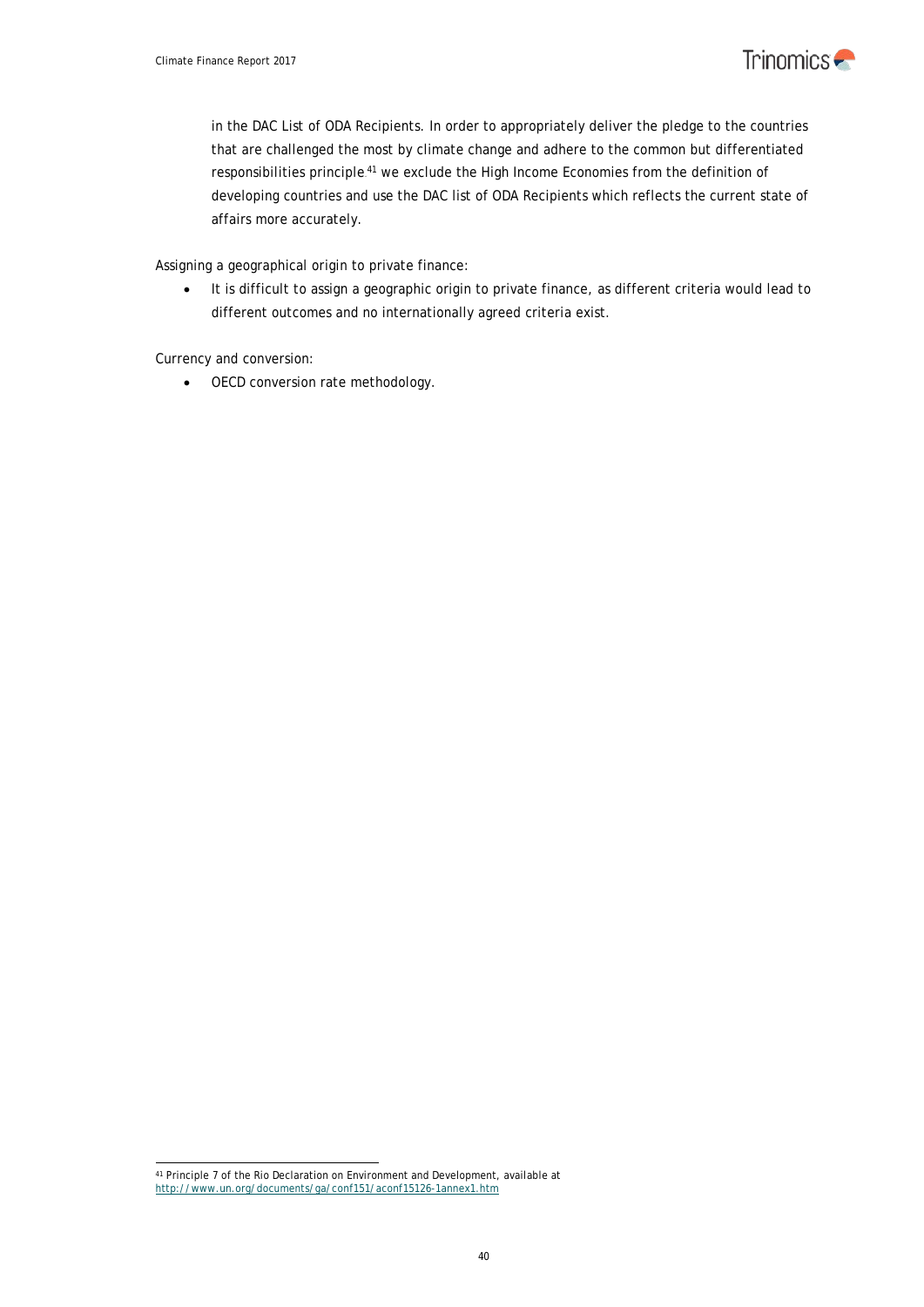in the DAC List of ODA Recipients. In order to appropriately deliver the pledge to the countries that are challenged the most by climate change and adhere to the common but differentiated responsibilities principle[41] we exclude the High Income Economies from the definition of developing countries and use the DAC list of ODA Recipients which reflects the current state of affairs more accurately.

Assigning a geographical origin to private finance:

- It is difficult to assign a geographic origin to private finance, as different criteria would lead to different outcomes and no internationally agreed criteria exist.

Currency and conversion:

- OECD conversion rate methodology.

[41] Principle 7 of the Rio Declaration on Environment and Development, available at http://www.un.org/documents/ga/conf151/aconf15126-1annex1.htm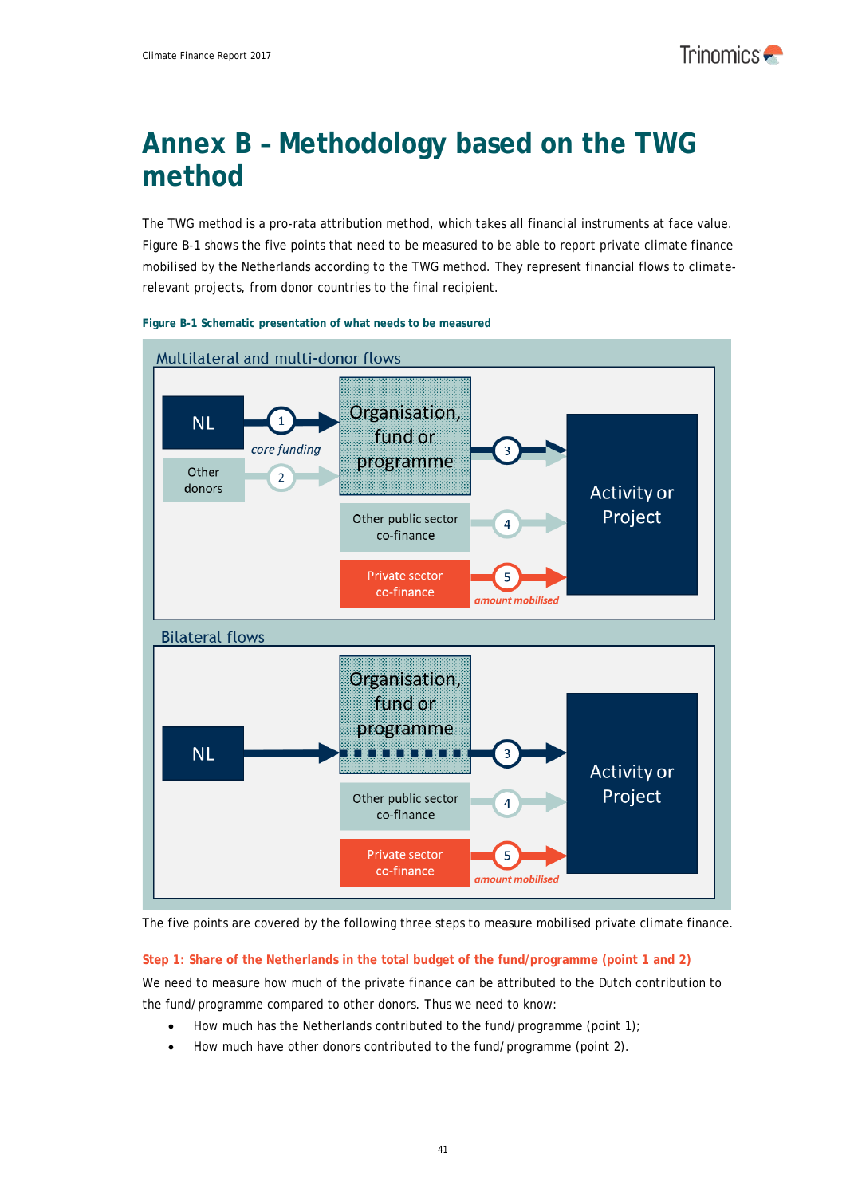# Annex B – Methodology based on the TWG method

The TWG method is a pro-rata attribution method, which takes all financial instruments at face value. Figure B-1 shows the five points that need to be measured to be able to report private climate finance mobilised by the Netherlands according to the TWG method. They represent financial flows to climate-relevant projects, from donor countries to the final recipient.

**Figure B-1 Schematic presentation of what needs to be measured**

Multilateral and multi-donor flows

NL → 1 (core funding) → Organisation, fund or programme → 3 → Activity or Project

Other donors → 2 → Organisation, fund or programme

Other public sector co-finance → 4 → Activity or Project

Private sector co-finance → 5 (amount mobilised) → Activity or Project

Bilateral flows

NL → Organisation, fund or programme → 3 → Activity or Project

Other public sector co-finance → 4 → Activity or Project

Private sector co-finance → 5 (amount mobilised) → Activity or Project

The five points are covered by the following three steps to measure mobilised private climate finance.

**Step 1: Share of the Netherlands in the total budget of the fund/programme (point 1 and 2)**

We need to measure how much of the private finance can be attributed to the Dutch contribution to the fund/programme compared to other donors. Thus we need to know:

- How much has the Netherlands contributed to the fund/programme (point 1);
- How much have other donors contributed to the fund/programme (point 2).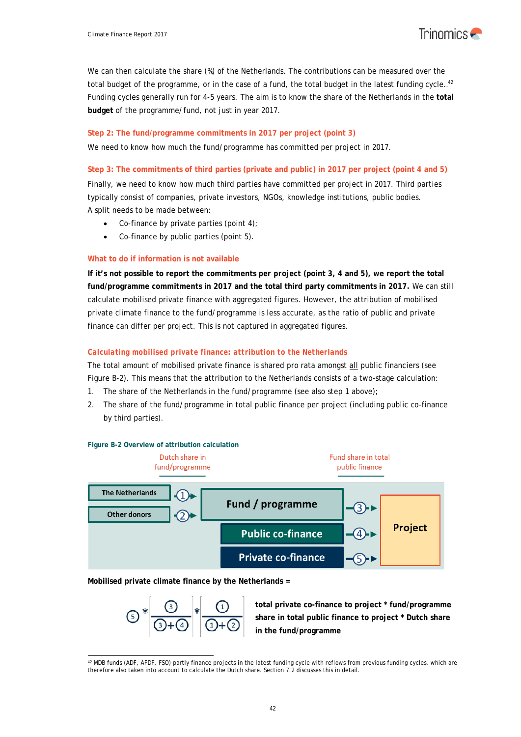We can then calculate the share (%) of the Netherlands. The contributions can be measured over the total budget of the programme, or in the case of a fund, the total budget in the latest funding cycle. [42] Funding cycles generally run for 4-5 years. The aim is to know the share of the Netherlands in the **total budget** of the programme/fund, not just in year 2017.

### Step 2: The fund/programme commitments in 2017 per project (point 3)

We need to know how much the fund/programme has committed per project in 2017.

### Step 3: The commitments of third parties (private and public) in 2017 per project (point 4 and 5)

Finally, we need to know how much third parties have committed per project in 2017. Third parties typically consist of companies, private investors, NGOs, knowledge institutions, public bodies.
A split needs to be made between:

- Co-finance by private parties (point 4);
- Co-finance by public parties (point 5).

### What to do if information is not available

**If it's not possible to report the commitments per project (point 3, 4 and 5), we report the total fund/programme commitments in 2017 and the total third party commitments in 2017.** We can still calculate mobilised private finance with aggregated figures. However, the attribution of mobilised private climate finance to the fund/programme is less accurate, as the ratio of public and private finance can differ per project. This is not captured in aggregated figures.

### Calculating mobilised private finance: attribution to the Netherlands

The total amount of mobilised private finance is shared pro rata amongst all public financiers (see Figure B-2). This means that the attribution to the Netherlands consists of a two-stage calculation:

1. The share of the Netherlands in the fund/programme (see also step 1 above);
2. The share of the fund/programme in total public finance per project (including public co-finance by third parties).

**Figure B-2 Overview of attribution calculation**

Dutch share in fund/programme — Fund share in total public finance

The Netherlands → ① → Fund / programme → ③ → Project
Other donors → ② → Fund / programme
Public co-finance → ④ → Project
Private co-finance → ⑤ → Project

**Mobilised private climate finance by the Netherlands =**

$$⑤ * \frac{③}{③+④} * \frac{①}{①+②}$$

**total private co-finance to project * fund/programme share in total public finance to project * Dutch share in the fund/programme**

[42] MDB funds (ADF, AFDF, FSO) partly finance projects in the latest funding cycle with reflows from previous funding cycles, which are therefore also taken into account to calculate the Dutch share. Section 7.2 discusses this in detail.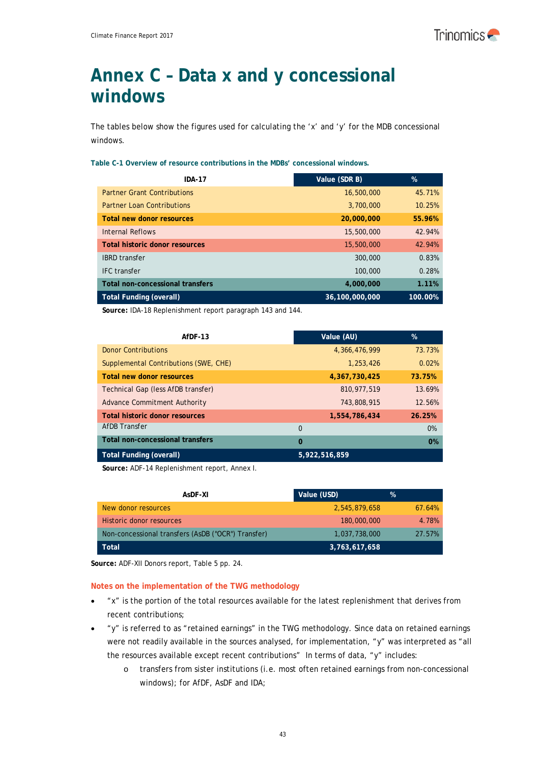# Annex C – Data x and y concessional windows

The tables below show the figures used for calculating the 'x' and 'y' for the MDB concessional windows.

**Table C-1 Overview of resource contributions in the MDBs' concessional windows.**

| IDA-17 | Value (SDR B) | % |
|---|---|---|
| Partner Grant Contributions | 16,500,000 | 45.71% |
| Partner Loan Contributions | 3,700,000 | 10.25% |
| **Total new donor resources** | **20,000,000** | **55.96%** |
| Internal Reflows | 15,500,000 | 42.94% |
| **Total historic donor resources** | 15,500,000 | 42.94% |
| IBRD transfer | 300,000 | 0.83% |
| IFC transfer | 100,000 | 0.28% |
| **Total non-concessional transfers** | **4,000,000** | **1.11%** |
| **Total Funding (overall)** | **36,100,000,000** | **100.00%** |

**Source:** IDA-18 Replenishment report paragraph 143 and 144.

| AfDF-13 | Value (AU) | % |
|---|---|---|
| Donor Contributions | 4,366,476,999 | 73.73% |
| Supplemental Contributions (SWE, CHE) | 1,253,426 | 0.02% |
| **Total new donor resources** | **4,367,730,425** | **73.75%** |
| Technical Gap (less AfDB transfer) | 810,977,519 | 13.69% |
| Advance Commitment Authority | 743,808,915 | 12.56% |
| **Total historic donor resources** | **1,554,786,434** | **26.25%** |
| AfDB Transfer | 0 | 0% |
| **Total non-concessional transfers** | **0** | **0%** |
| **Total Funding (overall)** | **5,922,516,859** | |

**Source:** ADF-14 Replenishment report, Annex I.

| AsDF-XI | Value (USD) | % |
|---|---|---|
| New donor resources | 2,545,879,658 | 67.64% |
| Historic donor resources | 180,000,000 | 4.78% |
| Non-concessional transfers (AsDB ("OCR") Transfer) | 1,037,738,000 | 27.57% |
| **Total** | **3,763,617,658** | |

**Source:** ADF-XII Donors report, Table 5 pp. 24.

### Notes on the implementation of the TWG methodology

- "x" is the portion of the total resources available for the latest replenishment that derives from recent contributions;
- "y" is referred to as "retained earnings" in the TWG methodology. Since data on retained earnings were not readily available in the sources analysed, for implementation, "y" was interpreted as "all the resources available except recent contributions" In terms of data, "y" includes:
  - transfers from sister institutions (i.e. most often retained earnings from non-concessional windows); for AfDF, AsDF and IDA;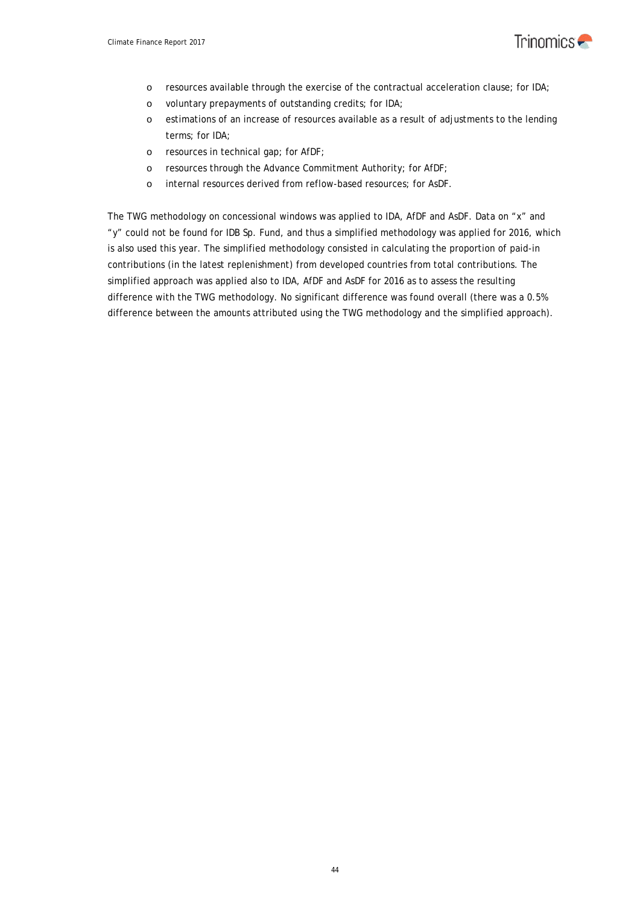- resources available through the exercise of the contractual acceleration clause; for IDA;
- voluntary prepayments of outstanding credits; for IDA;
- estimations of an increase of resources available as a result of adjustments to the lending terms; for IDA;
- resources in technical gap; for AfDF;
- resources through the Advance Commitment Authority; for AfDF;
- internal resources derived from reflow-based resources; for AsDF.

The TWG methodology on concessional windows was applied to IDA, AfDF and AsDF. Data on "x" and "y" could not be found for IDB Sp. Fund, and thus a simplified methodology was applied for 2016, which is also used this year. The simplified methodology consisted in calculating the proportion of paid-in contributions (in the latest replenishment) from developed countries from total contributions. The simplified approach was applied also to IDA, AfDF and AsDF for 2016 as to assess the resulting difference with the TWG methodology. No significant difference was found overall (there was a 0.5% difference between the amounts attributed using the TWG methodology and the simplified approach).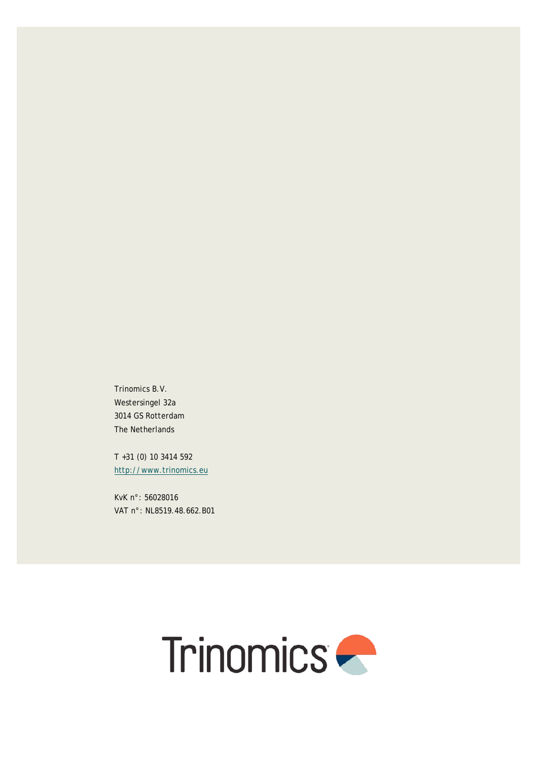Trinomics B.V.
Westersingel 32a
3014 GS Rotterdam
The Netherlands

T +31 (0) 10 3414 592
http://www.trinomics.eu

KvK n°: 56028016
VAT n°: NL8519.48.662.B01

Trinomics